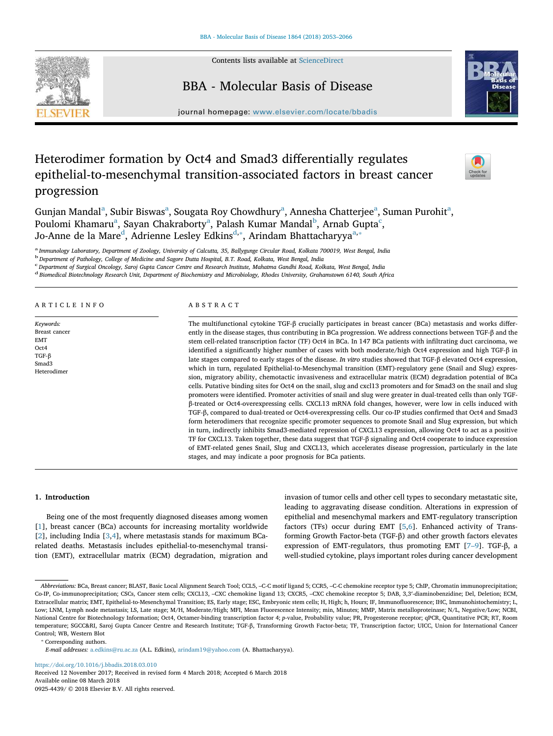# Heterodimer formation by Oct4 and Smad3 differentially regulates epithelial-to-mesenchymal transition-associated factors in breast cancer progression

Gunjan Mandal[a], Subir Biswas[a], Sougata Roy Chowdhury[a], Annesha Chatterjee[a], Suman Purohit[a], Poulomi Khamaru[a], Sayan Chakraborty[a], Palash Kumar Mandal[b], Arnab Gupta[c], Jo-Anne de la Mare[d], Adrienne Lesley Edkins[d,*], Arindam Bhattacharyya[a,*]

[a] Immunology Laboratory, Department of Zoology, University of Calcutta, 35, Ballygunge Circular Road, Kolkata 700019, West Bengal, India
[b] Department of Pathology, College of Medicine and Sagore Dutta Hospital, B.T. Road, Kolkata, West Bengal, India
[c] Department of Surgical Oncology, Saroj Gupta Cancer Centre and Research Institute, Mahatma Gandhi Road, Kolkata, West Bengal, India
[d] Biomedical Biotechnology Research Unit, Department of Biochemistry and Microbiology, Rhodes University, Grahamstown 6140, South Africa

## ARTICLE INFO

*Keywords:*
Breast cancer
EMT
Oct4
TGF-β
Smad3
Heterodimer

## ABSTRACT

The multifunctional cytokine TGF-β crucially participates in breast cancer (BCa) metastasis and works differently in the disease stages, thus contributing in BCa progression. We address connections between TGF-β and the stem cell-related transcription factor (TF) Oct4 in BCa. In 147 BCa patients with infiltrating duct carcinoma, we identified a significantly higher number of cases with both moderate/high Oct4 expression and high TGF-β in late stages compared to early stages of the disease. *In vitro* studies showed that TGF-β elevated Oct4 expression, which in turn, regulated Epithelial-to-Mesenchymal transition (EMT)-regulatory gene (Snail and Slug) expression, migratory ability, chemotactic invasiveness and extracellular matrix (ECM) degradation potential of BCa cells. Putative binding sites for Oct4 on the snail, slug and cxcl13 promoters and for Smad3 on the snail and slug promoters were identified. Promoter activities of snail and slug were greater in dual-treated cells than only TGF-β-treated or Oct4-overexpressing cells. CXCL13 mRNA fold changes, however, were low in cells induced with TGF-β, compared to dual-treated or Oct4-overexpressing cells. Our co-IP studies confirmed that Oct4 and Smad3 form heterodimers that recognize specific promoter sequences to promote Snail and Slug expression, but which in turn, indirectly inhibits Smad3-mediated repression of CXCL13 expression, allowing Oct4 to act as a positive TF for CXCL13. Taken together, these data suggest that TGF-β signaling and Oct4 cooperate to induce expression of EMT-related genes Snail, Slug and CXCL13, which accelerates disease progression, particularly in the late stages, and may indicate a poor prognosis for BCa patients.

## 1. Introduction

Being one of the most frequently diagnosed diseases among women [1], breast cancer (BCa) accounts for increasing mortality worldwide [2], including India [3,4], where metastasis stands for maximum BCa-related deaths. Metastasis includes epithelial-to-mesenchymal transition (EMT), extracellular matrix (ECM) degradation, migration and invasion of tumor cells and other cell types to secondary metastatic site, leading to aggravating disease condition. Alterations in expression of epithelial and mesenchymal markers and EMT-regulatory transcription factors (TFs) occur during EMT [5,6]. Enhanced activity of Transforming Growth Factor-beta (TGF-β) and other growth factors elevates expression of EMT-regulators, thus promoting EMT [7–9]. TGF-β, a well-studied cytokine, plays important roles during cancer development

*Abbreviations:* BCa, Breast cancer; BLAST, Basic Local Alignment Search Tool; CCL5, –C-C motif ligand 5; CCR5, –C-C chemokine receptor type 5; ChIP, Chromatin immunoprecipitation; Co-IP, Co-immunoprecipitation; CSCs, Cancer stem cells; CXCL13, –CXC chemokine ligand 13; CXCR5, –CXC chemokine receptor 5; DAB, 3,3′-diaminobenzidine; Del, Deletion; ECM, Extracellular matrix; EMT, Epithelial-to-Mesenchymal Transition; ES, Early stage; ESC, Embryonic stem cells; H, High; h, Hours; IF, Immunofluorescence; IHC, Immunohistochemistry; L, Low; LNM, Lymph node metastasis; LS, Late stage; M/H, Moderate/High; MFI, Mean Fluorescence Intensity; min, Minutes; MMP, Matrix metalloproteinase; N/L, Negative/Low; NCBI, National Centre for Biotechnology Information; Oct4, Octamer-binding transcription factor 4; *p*-value, Probability value; PR, Progesterone receptor; qPCR, Quantitative PCR; RT, Room temperature; SGCC&RI, Saroj Gupta Cancer Centre and Research Institute; TGF-β, Transforming Growth Factor-beta; TF, Transcription factor; UICC, Union for International Cancer Control; WB, Western Blot

\* Corresponding authors.
*E-mail addresses:* a.edkins@ru.ac.za (A.L. Edkins), arindam19@yahoo.com (A. Bhattacharyya).

https://doi.org/10.1016/j.bbadis.2018.03.010
Received 12 November 2017; Received in revised form 4 March 2018; Accepted 6 March 2018
Available online 08 March 2018
0925-4439/ © 2018 Elsevier B.V. All rights reserved.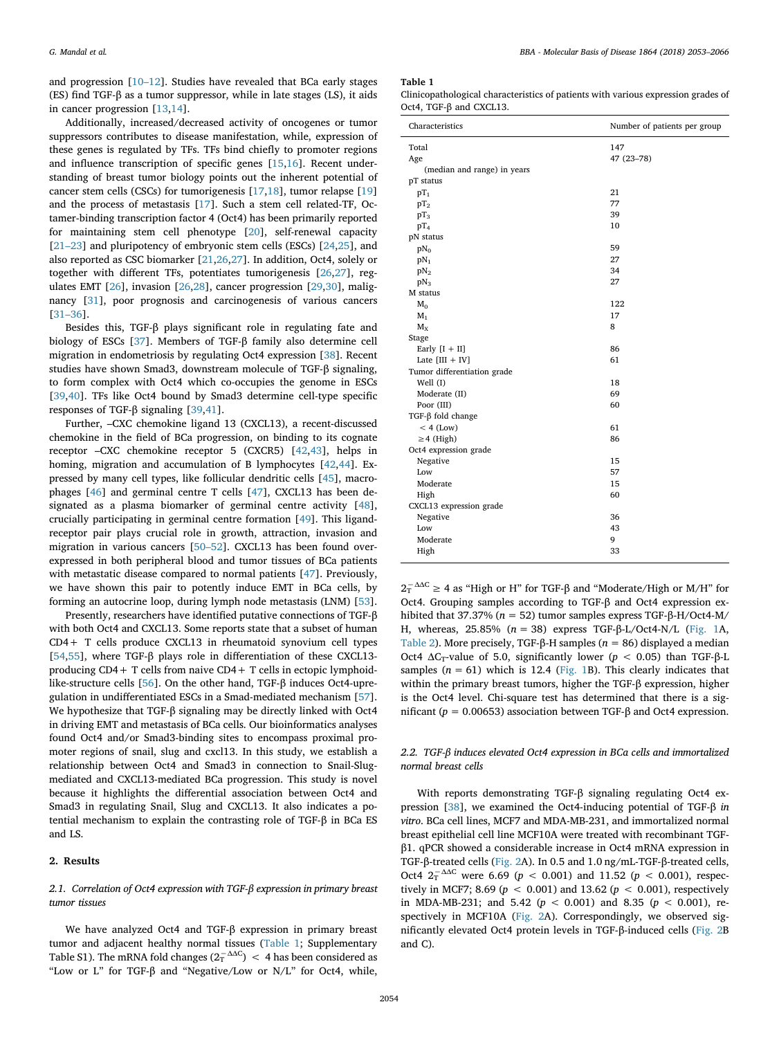and progression [10–12]. Studies have revealed that BCa early stages (ES) find TGF-β as a tumor suppressor, while in late stages (LS), it aids in cancer progression [13,14].

Additionally, increased/decreased activity of oncogenes or tumor suppressors contributes to disease manifestation, while, expression of these genes is regulated by TFs. TFs bind chiefly to promoter regions and influence transcription of specific genes [15,16]. Recent understanding of breast tumor biology points out the inherent potential of cancer stem cells (CSCs) for tumorigenesis [17,18], tumor relapse [19] and the process of metastasis [17]. Such a stem cell related-TF, Octamer-binding transcription factor 4 (Oct4) has been primarily reported for maintaining stem cell phenotype [20], self-renewal capacity [21–23] and pluripotency of embryonic stem cells (ESCs) [24,25], and also reported as CSC biomarker [21,26,27]. In addition, Oct4, solely or together with different TFs, potentiates tumorigenesis [26,27], regulates EMT [26], invasion [26,28], cancer progression [29,30], malignancy [31], poor prognosis and carcinogenesis of various cancers [31–36].

Besides this, TGF-β plays significant role in regulating fate and biology of ESCs [37]. Members of TGF-β family also determine cell migration in endometriosis by regulating Oct4 expression [38]. Recent studies have shown Smad3, downstream molecule of TGF-β signaling, to form complex with Oct4 which co-occupies the genome in ESCs [39,40]. TFs like Oct4 bound by Smad3 determine cell-type specific responses of TGF-β signaling [39,41].

Further, –CXC chemokine ligand 13 (CXCL13), a recent-discussed chemokine in the field of BCa progression, on binding to its cognate receptor –CXC chemokine receptor 5 (CXCR5) [42,43], helps in homing, migration and accumulation of B lymphocytes [42,44]. Expressed by many cell types, like follicular dendritic cells [45], macrophages [46] and germinal centre T cells [47], CXCL13 has been designated as a plasma biomarker of germinal centre activity [48], crucially participating in germinal centre formation [49]. This ligand-receptor pair plays crucial role in growth, attraction, invasion and migration in various cancers [50–52]. CXCL13 has been found overexpressed in both peripheral blood and tumor tissues of BCa patients with metastatic disease compared to normal patients [47]. Previously, we have shown this pair to potently induce EMT in BCa cells, by forming an autocrine loop, during lymph node metastasis (LNM) [53].

Presently, researchers have identified putative connections of TGF-β with both Oct4 and CXCL13. Some reports state that a subset of human CD4+ T cells produce CXCL13 in rheumatoid synovium cell types [54,55], where TGF-β plays role in differentiation of these CXCL13-producing CD4+ T cells from naive CD4+ T cells in ectopic lymphoid-like-structure cells [56]. On the other hand, TGF-β induces Oct4-upregulation in undifferentiated ESCs in a Smad-mediated mechanism [57]. We hypothesize that TGF-β signaling may be directly linked with Oct4 in driving EMT and metastasis of BCa cells. Our bioinformatics analyses found Oct4 and/or Smad3-binding sites to encompass proximal promoter regions of snail, slug and cxcl13. In this study, we establish a relationship between Oct4 and Smad3 in connection to Snail-Slug-mediated and CXCL13-mediated BCa progression. This study is novel because it highlights the differential association between Oct4 and Smad3 in regulating Snail, Slug and CXCL13. It also indicates a potential mechanism to explain the contrasting role of TGF-β in BCa ES and LS.

## 2. Results

### 2.1. Correlation of Oct4 expression with TGF-β expression in primary breast tumor tissues

We have analyzed Oct4 and TGF-β expression in primary breast tumor and adjacent healthy normal tissues (Table 1; Supplementary Table S1). The mRNA fold changes ($2_T^{-\Delta\Delta C}$) < 4 has been considered as "Low or L" for TGF-β and "Negative/Low or N/L" for Oct4, while, $2_T^{-\Delta\Delta C} \geq 4$ as "High or H" for TGF-β and "Moderate/High or M/H" for Oct4. Grouping samples according to TGF-β and Oct4 expression exhibited that 37.37% ($n = 52$) tumor samples express TGF-β-H/Oct4-M/H, whereas, 25.85% ($n = 38$) express TGF-β-L/Oct4-N/L (Fig. 1A, Table 2). More precisely, TGF-β-H samples ($n = 86$) displayed a median Oct4 $\Delta C_T$-value of 5.0, significantly lower ($p < 0.05$) than TGF-β-L samples ($n = 61$) which is 12.4 (Fig. 1B). This clearly indicates that within the primary breast tumors, higher the TGF-β expression, higher is the Oct4 level. Chi-square test has determined that there is a significant ($p = 0.00653$) association between TGF-β and Oct4 expression.

**Table 1**
Clinicopathological characteristics of patients with various expression grades of Oct4, TGF-β and CXCL13.

| Characteristics | Number of patients per group |
|---|---|
| Total | 147 |
| Age | 47 (23–78) |
| (median and range) in years | |
| pT status | |
| $pT_1$ | 21 |
| $pT_2$ | 77 |
| $pT_3$ | 39 |
| $pT_4$ | 10 |
| pN status | |
| $pN_0$ | 59 |
| $pN_1$ | 27 |
| $pN_2$ | 34 |
| $pN_3$ | 27 |
| M status | |
| $M_0$ | 122 |
| $M_1$ | 17 |
| $M_X$ | 8 |
| Stage | |
| Early [I + II] | 86 |
| Late [III + IV] | 61 |
| Tumor differentiation grade | |
| Well (I) | 18 |
| Moderate (II) | 69 |
| Poor (III) | 60 |
| TGF-β fold change | |
| < 4 (Low) | 61 |
| ≥4 (High) | 86 |
| Oct4 expression grade | |
| Negative | 15 |
| Low | 57 |
| Moderate | 15 |
| High | 60 |
| CXCL13 expression grade | |
| Negative | 36 |
| Low | 43 |
| Moderate | 9 |
| High | 33 |

### 2.2. TGF-β induces elevated Oct4 expression in BCa cells and immortalized normal breast cells

With reports demonstrating TGF-β signaling regulating Oct4 expression [38], we examined the Oct4-inducing potential of TGF-β *in vitro*. BCa cell lines, MCF7 and MDA-MB-231, and immortalized normal breast epithelial cell line MCF10A were treated with recombinant TGF-β1. qPCR showed a considerable increase in Oct4 mRNA expression in TGF-β-treated cells (Fig. 2A). In 0.5 and 1.0 ng/mL-TGF-β-treated cells, Oct4 $2_T^{-\Delta\Delta C}$ were 6.69 ($p < 0.001$) and 11.52 ($p < 0.001$), respectively in MCF7; 8.69 ($p < 0.001$) and 13.62 ($p < 0.001$), respectively in MDA-MB-231; and 5.42 ($p < 0.001$) and 8.35 ($p < 0.001$), respectively in MCF10A (Fig. 2A). Correspondingly, we observed significantly elevated Oct4 protein levels in TGF-β-induced cells (Fig. 2B and C).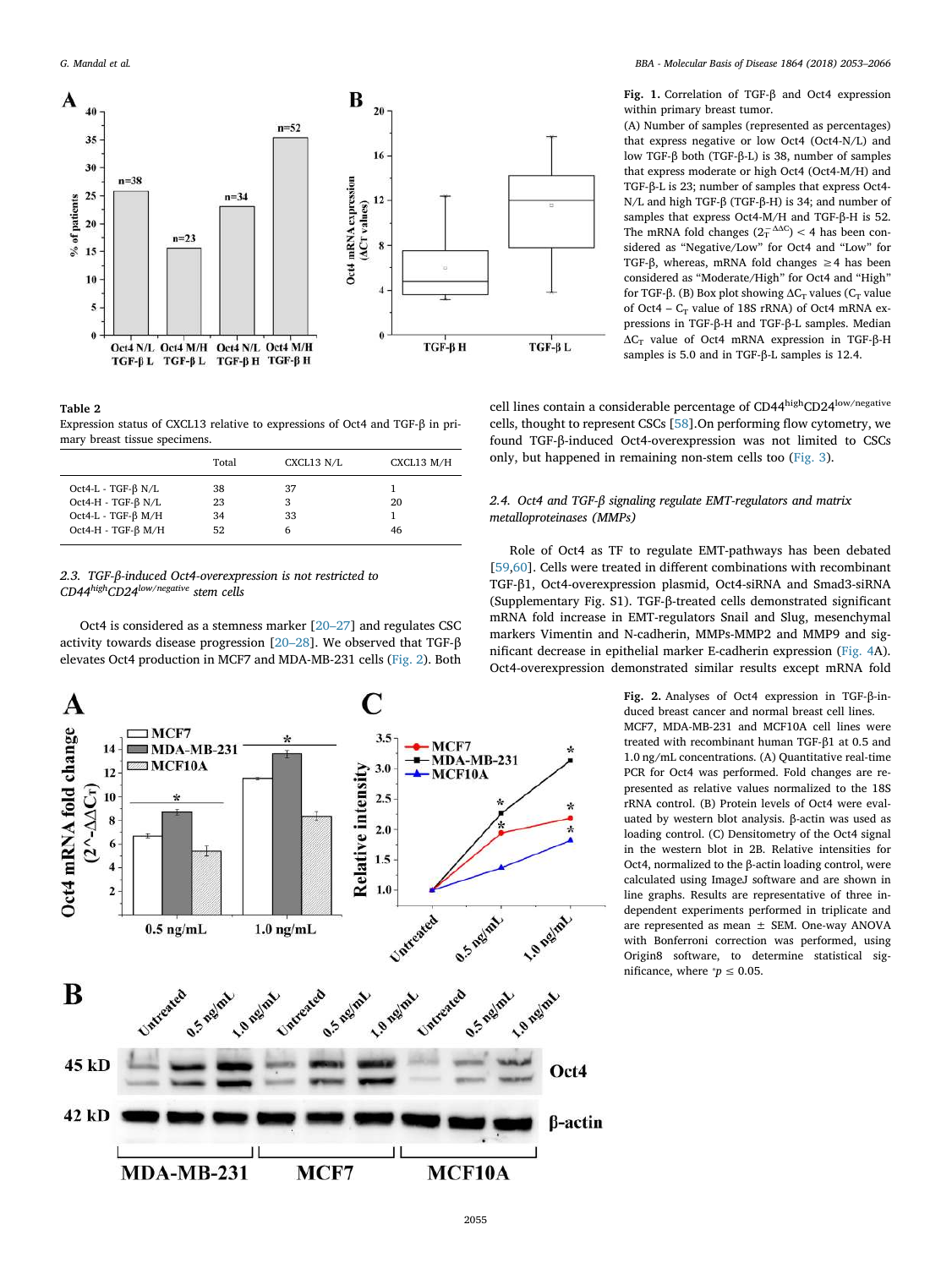**Fig. 1.** Correlation of TGF-β and Oct4 expression within primary breast tumor.

(A) Number of samples (represented as percentages) that express negative or low Oct4 (Oct4-N/L) and low TGF-β both (TGF-β-L) is 38, number of samples that express moderate or high Oct4 (Oct4-M/H) and TGF-β-L is 23; number of samples that express Oct4-N/L and high TGF-β (TGF-β-H) is 34; and number of samples that express Oct4-M/H and TGF-β-H is 52. The mRNA fold changes ($2^{-\Delta\Delta C}_T$) < 4 has been considered as "Negative/Low" for Oct4 and "Low" for TGF-β, whereas, mRNA fold changes ≥4 has been considered as "Moderate/High" for Oct4 and "High" for TGF-β. (B) Box plot showing $\Delta C_T$ values ($C_T$ value of Oct4 – $C_T$ value of 18S rRNA) of Oct4 mRNA expressions in TGF-β-H and TGF-β-L samples. Median $\Delta C_T$ value of Oct4 mRNA expression in TGF-β-H samples is 5.0 and in TGF-β-L samples is 12.4.

**Table 2**
Expression status of CXCL13 relative to expressions of Oct4 and TGF-β in primary breast tissue specimens.

| | Total | CXCL13 N/L | CXCL13 M/H |
|---|---|---|---|
| Oct4-L - TGF-β N/L | 38 | 37 | 1 |
| Oct4-H - TGF-β N/L | 23 | 3 | 20 |
| Oct4-L - TGF-β M/H | 34 | 33 | 1 |
| Oct4-H - TGF-β M/H | 52 | 6 | 46 |

### *2.3. TGF-β-induced Oct4-overexpression is not restricted to CD44^high^CD24^low/negative^ stem cells*

Oct4 is considered as a stemness marker [20–27] and regulates CSC activity towards disease progression [20–28]. We observed that TGF-β elevates Oct4 production in MCF7 and MDA-MB-231 cells (Fig. 2). Both cell lines contain a considerable percentage of CD44^high^CD24^low/negative^ cells, thought to represent CSCs [58].On performing flow cytometry, we found TGF-β-induced Oct4-overexpression was not limited to CSCs only, but happened in remaining non-stem cells too (Fig. 3).

### *2.4. Oct4 and TGF-β signaling regulate EMT-regulators and matrix metalloproteinases (MMPs)*

Role of Oct4 as TF to regulate EMT-pathways has been debated [59,60]. Cells were treated in different combinations with recombinant TGF-β1, Oct4-overexpression plasmid, Oct4-siRNA and Smad3-siRNA (Supplementary Fig. S1). TGF-β-treated cells demonstrated significant mRNA fold increase in EMT-regulators Snail and Slug, mesenchymal markers Vimentin and N-cadherin, MMPs-MMP2 and MMP9 and significant decrease in epithelial marker E-cadherin expression (Fig. 4A). Oct4-overexpression demonstrated similar results except mRNA fold

**Fig. 2.** Analyses of Oct4 expression in TGF-β-induced breast cancer and normal breast cell lines.
MCF7, MDA-MB-231 and MCF10A cell lines were treated with recombinant human TGF-β1 at 0.5 and 1.0 ng/mL concentrations. (A) Quantitative real-time PCR for Oct4 was performed. Fold changes are represented as relative values normalized to the 18S rRNA control. (B) Protein levels of Oct4 were evaluated by western blot analysis. β-actin was used as loading control. (C) Densitometry of the Oct4 signal in the western blot in 2B. Relative intensities for Oct4, normalized to the β-actin loading control, were calculated using ImageJ software and are shown in line graphs. Results are representative of three independent experiments performed in triplicate and are represented as mean ± SEM. One-way ANOVA with Bonferroni correction was performed, using Origin8 software, to determine statistical significance, where $^*p \le 0.05$.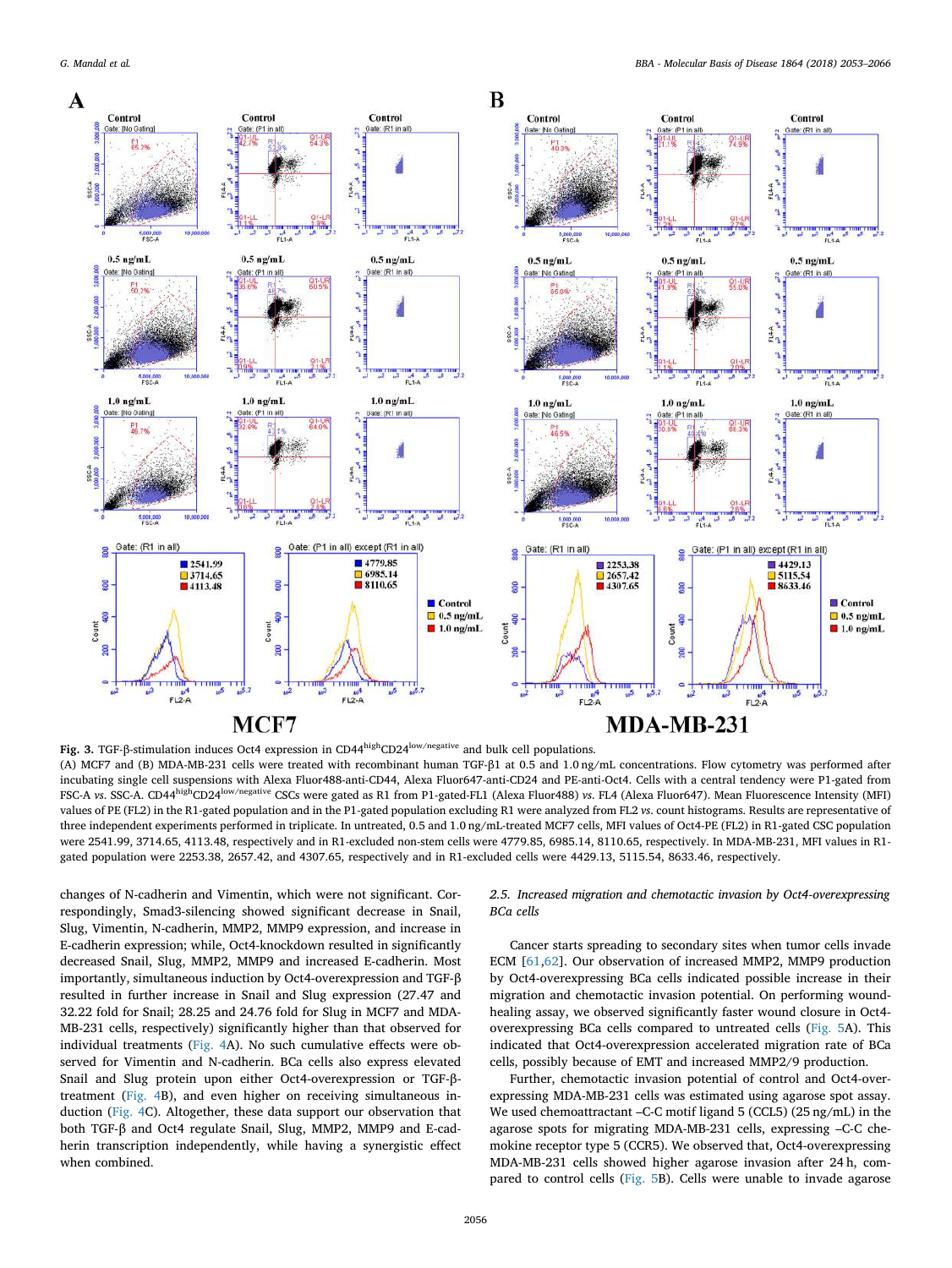MCF7

MDA-MB-231

**Fig. 3.** TGF-β-stimulation induces Oct4 expression in CD44$^{high}$CD24$^{low/negative}$ and bulk cell populations.

(A) MCF7 and (B) MDA-MB-231 cells were treated with recombinant human TGF-β1 at 0.5 and 1.0 ng/mL concentrations. Flow cytometry was performed after incubating single cell suspensions with Alexa Fluor488-anti-CD44, Alexa Fluor647-anti-CD24 and PE-anti-Oct4. Cells with a central tendency were P1-gated from FSC-A *vs.* SSC-A. CD44$^{high}$CD24$^{low/negative}$ CSCs were gated as R1 from P1-gated-FL1 (Alexa Fluor488) *vs.* FL4 (Alexa Fluor647). Mean Fluorescence Intensity (MFI) values of PE (FL2) in the R1-gated population and in the P1-gated population excluding R1 were analyzed from FL2 *vs.* count histograms. Results are representative of three independent experiments performed in triplicate. In untreated, 0.5 and 1.0 ng/mL-treated MCF7 cells, MFI values of Oct4-PE (FL2) in R1-gated CSC population were 2541.99, 3714.65, 4113.48, respectively and in R1-excluded non-stem cells were 4779.85, 6985.14, 8110.65, respectively. In MDA-MB-231, MFI values in R1-gated population were 2253.38, 2657.42, and 4307.65, respectively and in R1-excluded cells were 4429.13, 5115.54, 8633.46, respectively.

changes of N-cadherin and Vimentin, which were not significant. Correspondingly, Smad3-silencing showed significant decrease in Snail, Slug, Vimentin, N-cadherin, MMP2, MMP9 expression, and increase in E-cadherin expression; while, Oct4-knockdown resulted in significantly decreased Snail, Slug, MMP2, MMP9 and increased E-cadherin. Most importantly, simultaneous induction by Oct4-overexpression and TGF-β resulted in further increase in Snail and Slug expression (27.47 and 32.22 fold for Snail; 28.25 and 24.76 fold for Slug in MCF7 and MDA-MB-231 cells, respectively) significantly higher than that observed for individual treatments (Fig. 4A). No such cumulative effects were observed for Vimentin and N-cadherin. BCa cells also express elevated Snail and Slug protein upon either Oct4-overexpression or TGF-β-treatment (Fig. 4B), and even higher on receiving simultaneous induction (Fig. 4C). Altogether, these data support our observation that both TGF-β and Oct4 regulate Snail, Slug, MMP2, MMP9 and E-cadherin transcription independently, while having a synergistic effect when combined.

### 2.5. Increased migration and chemotactic invasion by Oct4-overexpressing BCa cells

Cancer starts spreading to secondary sites when tumor cells invade ECM [61,62]. Our observation of increased MMP2, MMP9 production by Oct4-overexpressing BCa cells indicated possible increase in their migration and chemotactic invasion potential. On performing wound-healing assay, we observed significantly faster wound closure in Oct4-overexpressing BCa cells compared to untreated cells (Fig. 5A). This indicated that Oct4-overexpression accelerated migration rate of BCa cells, possibly because of EMT and increased MMP2/9 production.

Further, chemotactic invasion potential of control and Oct4-overexpressing MDA-MB-231 cells was estimated using agarose spot assay. We used chemoattractant –C-C motif ligand 5 (CCL5) (25 ng/mL) in the agarose spots for migrating MDA-MB-231 cells, expressing –C-C chemokine receptor type 5 (CCR5). We observed that, Oct4-overexpressing MDA-MB-231 cells showed higher agarose invasion after 24 h, compared to control cells (Fig. 5B). Cells were unable to invade agarose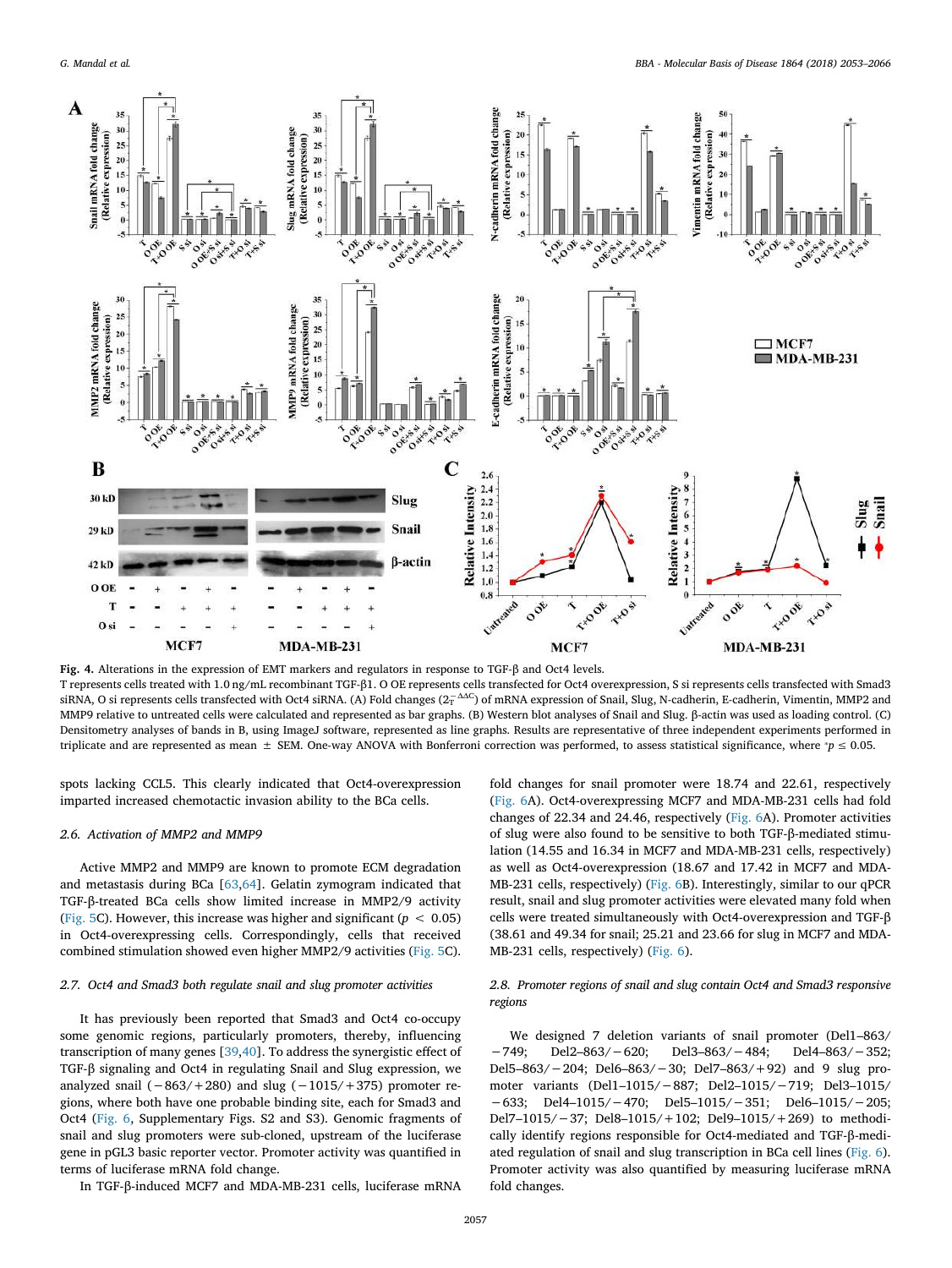A

Snail mRNA fold change (Relative expression)

Slug mRNA fold change (Relative expression)

N-cadherin mRNA fold change (Relative expression)

Vimentin mRNA fold change (Relative expression)

MMP2 mRNA fold change (Relative expression)

MMP9 mRNA fold change (Relative expression)

E-cadherin mRNA fold change (Relative expression)

T, O OE, T+O OE, S si, O si, O OE+S si, O si+S si, T+O si, T+S si

MCF7
MDA-MB-231

B

30 kD Slug
29 kD Snail
42 kD β-actin

O OE
T
O si

MCF7 MDA-MB-231

C

Relative Intensity

Untreated, O OE, T, T+O OE, T+O si

MCF7 MDA-MB-231

Slug
Snail

**Fig. 4.** Alterations in the expression of EMT markers and regulators in response to TGF-β and Oct4 levels.
T represents cells treated with 1.0 ng/mL recombinant TGF-β1. O OE represents cells transfected for Oct4 overexpression, S si represents cells transfected with Smad3 siRNA, O si represents cells transfected with Oct4 siRNA. (A) Fold changes ($2_T^{-\Delta\Delta C}$) of mRNA expression of Snail, Slug, N-cadherin, E-cadherin, Vimentin, MMP2 and MMP9 relative to untreated cells were calculated and represented as bar graphs. (B) Western blot analyses of Snail and Slug. β-actin was used as loading control. (C) Densitometry analyses of bands in B, using ImageJ software, represented as line graphs. Results are representative of three independent experiments performed in triplicate and are represented as mean ± SEM. One-way ANOVA with Bonferroni correction was performed, to assess statistical significance, where $^*p \le 0.05$.

spots lacking CCL5. This clearly indicated that Oct4-overexpression imparted increased chemotactic invasion ability to the BCa cells.

### 2.6. Activation of MMP2 and MMP9

Active MMP2 and MMP9 are known to promote ECM degradation and metastasis during BCa [63,64]. Gelatin zymogram indicated that TGF-β-treated BCa cells show limited increase in MMP2/9 activity (Fig. 5C). However, this increase was higher and significant ($p < 0.05$) in Oct4-overexpressing cells. Correspondingly, cells that received combined stimulation showed even higher MMP2/9 activities (Fig. 5C).

### 2.7. Oct4 and Smad3 both regulate snail and slug promoter activities

It has previously been reported that Smad3 and Oct4 co-occupy some genomic regions, particularly promoters, thereby, influencing transcription of many genes [39,40]. To address the synergistic effect of TGF-β signaling and Oct4 in regulating Snail and Slug expression, we analyzed snail (−863/+280) and slug (−1015/+375) promoter regions, where both have one probable binding site, each for Smad3 and Oct4 (Fig. 6, Supplementary Figs. S2 and S3). Genomic fragments of snail and slug promoters were sub-cloned, upstream of the luciferase gene in pGL3 basic reporter vector. Promoter activity was quantified in terms of luciferase mRNA fold change.

In TGF-β-induced MCF7 and MDA-MB-231 cells, luciferase mRNA fold changes for snail promoter were 18.74 and 22.61, respectively (Fig. 6A). Oct4-overexpressing MCF7 and MDA-MB-231 cells had fold changes of 22.34 and 24.46, respectively (Fig. 6A). Promoter activities of slug were also found to be sensitive to both TGF-β-mediated stimulation (14.55 and 16.34 in MCF7 and MDA-MB-231 cells, respectively) as well as Oct4-overexpression (18.67 and 17.42 in MCF7 and MDA-MB-231 cells, respectively) (Fig. 6B). Interestingly, similar to our qPCR result, snail and slug promoter activities were elevated many fold when cells were treated simultaneously with Oct4-overexpression and TGF-β (38.61 and 49.34 for snail; 25.21 and 23.66 for slug in MCF7 and MDA-MB-231 cells, respectively) (Fig. 6).

### 2.8. Promoter regions of snail and slug contain Oct4 and Smad3 responsive regions

We designed 7 deletion variants of snail promoter (Del1–863/−749; Del2–863/−620; Del3–863/−484; Del4–863/−352; Del5–863/−204; Del6–863/−30; Del7–863/+92) and 9 slug promoter variants (Del1–1015/−887; Del2–1015/−719; Del3–1015/−633; Del4–1015/−470; Del5–1015/−351; Del6–1015/−205; Del7–1015/−37; Del8–1015/+102; Del9–1015/+269) to methodically identify regions responsible for Oct4-mediated and TGF-β-mediated regulation of snail and slug transcription in BCa cell lines (Fig. 6). Promoter activity was also quantified by measuring luciferase mRNA fold changes.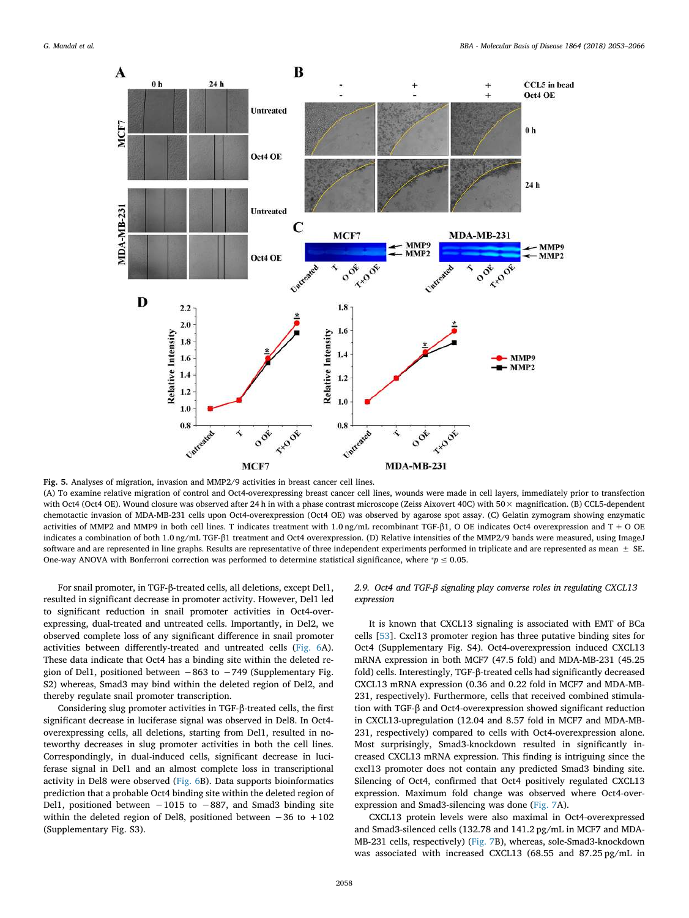**Fig. 5.** Analyses of migration, invasion and MMP2/9 activities in breast cancer cell lines.

(A) To examine relative migration of control and Oct4-overexpressing breast cancer cell lines, wounds were made in cell layers, immediately prior to transfection with Oct4 (Oct4 OE). Wound closure was observed after 24 h in with a phase contrast microscope (Zeiss Aixovert 40C) with 50× magnification. (B) CCL5-dependent chemotactic invasion of MDA-MB-231 cells upon Oct4-overexpression (Oct4 OE) was observed by agarose spot assay. (C) Gelatin zymogram showing enzymatic activities of MMP2 and MMP9 in both cell lines. T indicates treatment with 1.0 ng/mL recombinant TGF-β1, O OE indicates Oct4 overexpression and T + O OE indicates a combination of both 1.0 ng/mL TGF-β1 treatment and Oct4 overexpression. (D) Relative intensities of the MMP2/9 bands were measured, using ImageJ software and are represented in line graphs. Results are representative of three independent experiments performed in triplicate and are represented as mean ± SE. One-way ANOVA with Bonferroni correction was performed to determine statistical significance, where $^{*}p \leq 0.05$.

For snail promoter, in TGF-β-treated cells, all deletions, except Del1, resulted in significant decrease in promoter activity. However, Del1 led to significant reduction in snail promoter activities in Oct4-overexpressing, dual-treated and untreated cells. Importantly, in Del2, we observed complete loss of any significant difference in snail promoter activities between differently-treated and untreated cells (Fig. 6A). These data indicate that Oct4 has a binding site within the deleted region of Del1, positioned between −863 to −749 (Supplementary Fig. S2) whereas, Smad3 may bind within the deleted region of Del2, and thereby regulate snail promoter transcription.

Considering slug promoter activities in TGF-β-treated cells, the first significant decrease in luciferase signal was observed in Del8. In Oct4-overexpressing cells, all deletions, starting from Del1, resulted in noteworthy decreases in slug promoter activities in both the cell lines. Correspondingly, in dual-induced cells, significant decrease in luciferase signal in Del1 and an almost complete loss in transcriptional activity in Del8 were observed (Fig. 6B). Data supports bioinformatics prediction that a probable Oct4 binding site within the deleted region of Del1, positioned between −1015 to −887, and Smad3 binding site within the deleted region of Del8, positioned between −36 to +102 (Supplementary Fig. S3).

### 2.9. Oct4 and TGF-β signaling play converse roles in regulating CXCL13 expression

It is known that CXCL13 signaling is associated with EMT of BCa cells [53]. Cxcl13 promoter region has three putative binding sites for Oct4 (Supplementary Fig. S4). Oct4-overexpression induced CXCL13 mRNA expression in both MCF7 (47.5 fold) and MDA-MB-231 (45.25 fold) cells. Interestingly, TGF-β-treated cells had significantly decreased CXCL13 mRNA expression (0.36 and 0.22 fold in MCF7 and MDA-MB-231, respectively). Furthermore, cells that received combined stimulation with TGF-β and Oct4-overexpression showed significant reduction in CXCL13-upregulation (12.04 and 8.57 fold in MCF7 and MDA-MB-231, respectively) compared to cells with Oct4-overexpression alone. Most surprisingly, Smad3-knockdown resulted in significantly increased CXCL13 mRNA expression. This finding is intriguing since the cxcl13 promoter does not contain any predicted Smad3 binding site. Silencing of Oct4, confirmed that Oct4 positively regulated CXCL13 expression. Maximum fold change was observed where Oct4-overexpression and Smad3-silencing was done (Fig. 7A).

CXCL13 protein levels were also maximal in Oct4-overexpressed and Smad3-silenced cells (132.78 and 141.2 pg/mL in MCF7 and MDA-MB-231 cells, respectively) (Fig. 7B), whereas, sole-Smad3-knockdown was associated with increased CXCL13 (68.55 and 87.25 pg/mL in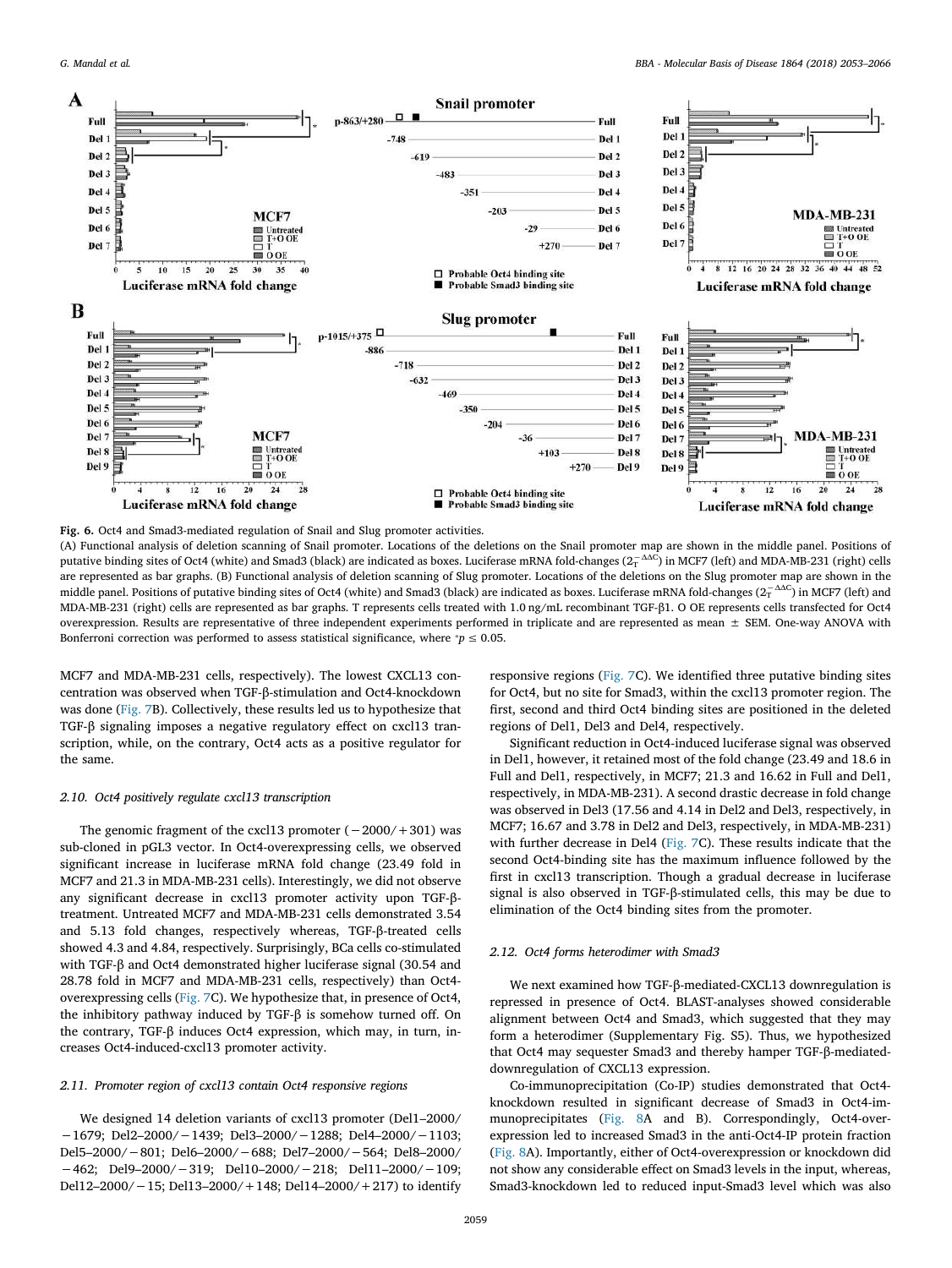**Fig. 6.** Oct4 and Smad3-mediated regulation of Snail and Slug promoter activities.

(A) Functional analysis of deletion scanning of Snail promoter. Locations of the deletions on the Snail promoter map are shown in the middle panel. Positions of putative binding sites of Oct4 (white) and Smad3 (black) are indicated as boxes. Luciferase mRNA fold-changes ($2_T^{-\Delta\Delta C}$) in MCF7 (left) and MDA-MB-231 (right) cells are represented as bar graphs. (B) Functional analysis of deletion scanning of Slug promoter. Locations of the deletions on the Slug promoter map are shown in the middle panel. Positions of putative binding sites of Oct4 (white) and Smad3 (black) are indicated as boxes. Luciferase mRNA fold-changes ($2_T^{-\Delta\Delta C}$) in MCF7 (left) and MDA-MB-231 (right) cells are represented as bar graphs. T represents cells treated with 1.0 ng/mL recombinant TGF-β1. O OE represents cells transfected for Oct4 overexpression. Results are representative of three independent experiments performed in triplicate and are represented as mean ± SEM. One-way ANOVA with Bonferroni correction was performed to assess statistical significance, where $^*p \leq 0.05$.

MCF7 and MDA-MB-231 cells, respectively). The lowest CXCL13 concentration was observed when TGF-β-stimulation and Oct4-knockdown was done (Fig. 7B). Collectively, these results led us to hypothesize that TGF-β signaling imposes a negative regulatory effect on cxcl13 transcription, while, on the contrary, Oct4 acts as a positive regulator for the same.

### 2.10. Oct4 positively regulate cxcl13 transcription

The genomic fragment of the cxcl13 promoter (−2000/+301) was sub-cloned in pGL3 vector. In Oct4-overexpressing cells, we observed significant increase in luciferase mRNA fold change (23.49 fold in MCF7 and 21.3 in MDA-MB-231 cells). Interestingly, we did not observe any significant decrease in cxcl13 promoter activity upon TGF-β-treatment. Untreated MCF7 and MDA-MB-231 cells demonstrated 3.54 and 5.13 fold changes, respectively whereas, TGF-β-treated cells showed 4.3 and 4.84, respectively. Surprisingly, BCa cells co-stimulated with TGF-β and Oct4 demonstrated higher luciferase signal (30.54 and 28.78 fold in MCF7 and MDA-MB-231 cells, respectively) than Oct4-overexpressing cells (Fig. 7C). We hypothesize that, in presence of Oct4, the inhibitory pathway induced by TGF-β is somehow turned off. On the contrary, TGF-β induces Oct4 expression, which may, in turn, increases Oct4-induced-cxcl13 promoter activity.

### 2.11. Promoter region of cxcl13 contain Oct4 responsive regions

We designed 14 deletion variants of cxcl13 promoter (Del1–2000/−1679; Del2–2000/−1439; Del3–2000/−1288; Del4–2000/−1103; Del5–2000/−801; Del6–2000/−688; Del7–2000/−564; Del8–2000/−462; Del9–2000/−319; Del10–2000/−218; Del11–2000/−109; Del12–2000/−15; Del13–2000/+148; Del14–2000/+217) to identify responsive regions (Fig. 7C). We identified three putative binding sites for Oct4, but no site for Smad3, within the cxcl13 promoter region. The first, second and third Oct4 binding sites are positioned in the deleted regions of Del1, Del3 and Del4, respectively.

Significant reduction in Oct4-induced luciferase signal was observed in Del1, however, it retained most of the fold change (23.49 and 18.6 in Full and Del1, respectively, in MCF7; 21.3 and 16.62 in Full and Del1, respectively, in MDA-MB-231). A second drastic decrease in fold change was observed in Del3 (17.56 and 4.14 in Del2 and Del3, respectively, in MCF7; 16.67 and 3.78 in Del2 and Del3, respectively, in MDA-MB-231) with further decrease in Del4 (Fig. 7C). These results indicate that the second Oct4-binding site has the maximum influence followed by the first in cxcl13 transcription. Though a gradual decrease in luciferase signal is also observed in TGF-β-stimulated cells, this may be due to elimination of the Oct4 binding sites from the promoter.

### 2.12. Oct4 forms heterodimer with Smad3

We next examined how TGF-β-mediated-CXCL13 downregulation is repressed in presence of Oct4. BLAST-analyses showed considerable alignment between Oct4 and Smad3, which suggested that they may form a heterodimer (Supplementary Fig. S5). Thus, we hypothesized that Oct4 may sequester Smad3 and thereby hamper TGF-β-mediated-downregulation of CXCL13 expression.

Co-immunoprecipitation (Co-IP) studies demonstrated that Oct4-knockdown resulted in significant decrease of Smad3 in Oct4-immunoprecipitates (Fig. 8A and B). Correspondingly, Oct4-overexpression led to increased Smad3 in the anti-Oct4-IP protein fraction (Fig. 8A). Importantly, either of Oct4-overexpression or knockdown did not show any considerable effect on Smad3 levels in the input, whereas, Smad3-knockdown led to reduced input-Smad3 level which was also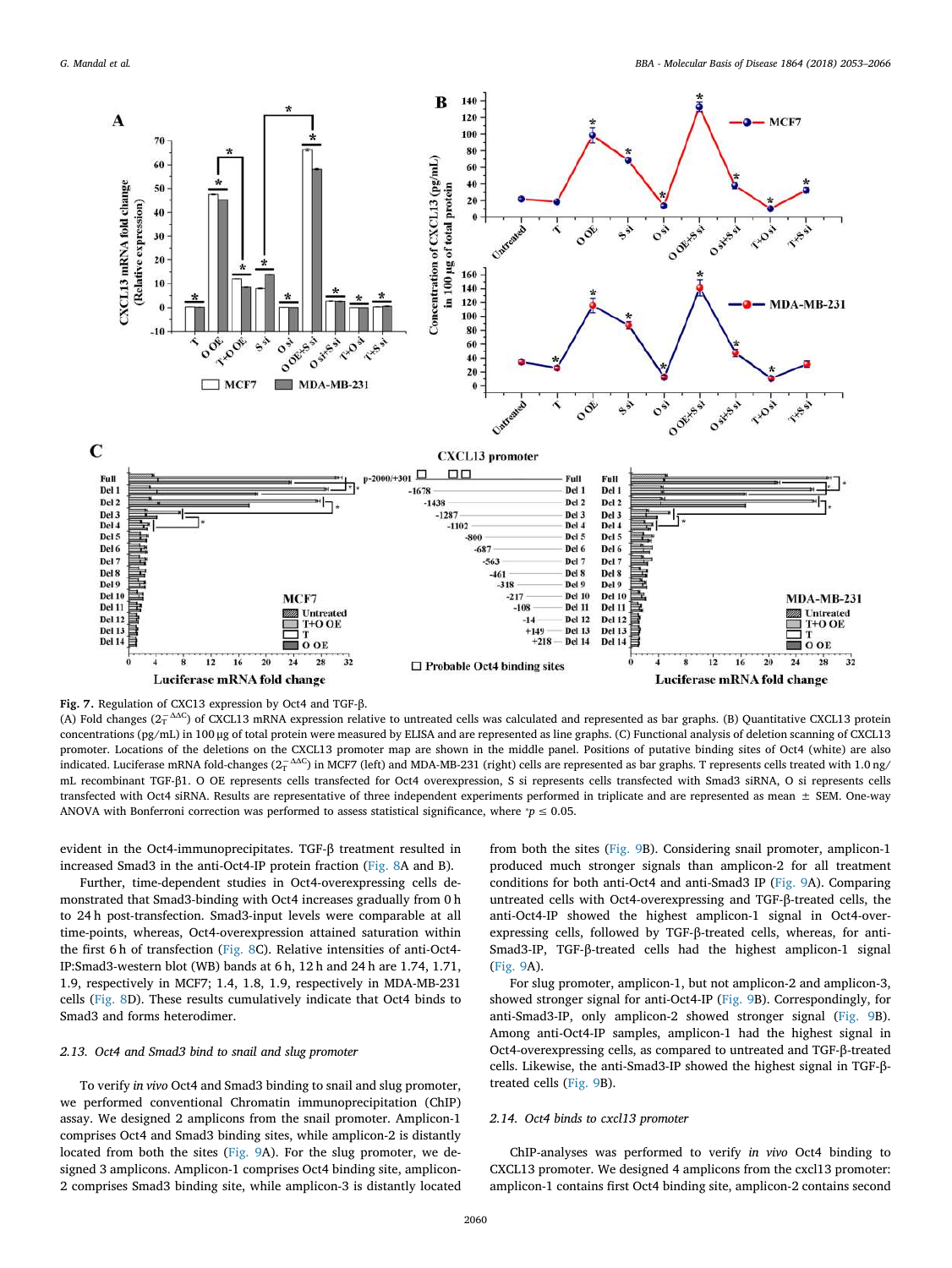A

CXCL13 mRNA fold change (Relative expression)

70 60 50 40 30 20 10 0 -10

T, O OE, T+O OE, S si, O si, O OE+S si, O si+S si, T+O si, T+S si

MCF7 MDA-MB-231

B

Concentration of CXCL13 (pg/mL) in 100 µg of total protein

MCF7

140 120 100 80 60 40 20 0

Untreated, T, O OE, S si, O si, O OE+S si, O si+S si, T+O si, T+S si

MDA-MB-231

160 140 120 100 80 60 40 20 0

Untreated, T, O OE, S si, O si, O OE+S si, O si+S si, T+O si, T+S si

C

CXCL13 promoter

p-2000/+301 Full; -1678 Del 1; -1438 Del 2; -1287 Del 3; -1102 Del 4; -800 Del 5; -687 Del 6; -563 Del 7; -461 Del 8; -318 Del 9; -217 Del 10; -108 Del 11; -14 Del 12; +149 Del 13; +218 Del 14

□ Probable Oct4 binding sites

MCF7: Untreated, T+O OE, T, O OE

MDA-MB-231: Untreated, T+O OE, T, O OE

Full, Del 1 – Del 14

0 4 8 12 16 20 24 28 32

Luciferase mRNA fold change

**Fig. 7.** Regulation of CXC13 expression by Oct4 and TGF-β.

(A) Fold changes ($2_T^{-\Delta\Delta C}$) of CXCL13 mRNA expression relative to untreated cells was calculated and represented as bar graphs. (B) Quantitative CXCL13 protein concentrations (pg/mL) in 100 µg of total protein were measured by ELISA and are represented as line graphs. (C) Functional analysis of deletion scanning of CXCL13 promoter. Locations of the deletions on the CXCL13 promoter map are shown in the middle panel. Positions of putative binding sites of Oct4 (white) are also indicated. Luciferase mRNA fold-changes ($2_T^{-\Delta\Delta C}$) in MCF7 (left) and MDA-MB-231 (right) cells are represented as bar graphs. T represents cells treated with 1.0 ng/mL recombinant TGF-β1. O OE represents cells transfected for Oct4 overexpression, S si represents cells transfected with Smad3 siRNA, O si represents cells transfected with Oct4 siRNA. Results are representative of three independent experiments performed in triplicate and are represented as mean ± SEM. One-way ANOVA with Bonferroni correction was performed to assess statistical significance, where $^*p \leq 0.05$.

evident in the Oct4-immunoprecipitates. TGF-β treatment resulted in increased Smad3 in the anti-Oct4-IP protein fraction (Fig. 8A and B).

Further, time-dependent studies in Oct4-overexpressing cells demonstrated that Smad3-binding with Oct4 increases gradually from 0 h to 24 h post-transfection. Smad3-input levels were comparable at all time-points, whereas, Oct4-overexpression attained saturation within the first 6 h of transfection (Fig. 8C). Relative intensities of anti-Oct4-IP:Smad3-western blot (WB) bands at 6 h, 12 h and 24 h are 1.74, 1.71, 1.9, respectively in MCF7; 1.4, 1.8, 1.9, respectively in MDA-MB-231 cells (Fig. 8D). These results cumulatively indicate that Oct4 binds to Smad3 and forms heterodimer.

### 2.13. Oct4 and Smad3 bind to snail and slug promoter

To verify *in vivo* Oct4 and Smad3 binding to snail and slug promoter, we performed conventional Chromatin immunoprecipitation (ChIP) assay. We designed 2 amplicons from the snail promoter. Amplicon-1 comprises Oct4 and Smad3 binding sites, while amplicon-2 is distantly located from both the sites (Fig. 9A). For the slug promoter, we designed 3 amplicons. Amplicon-1 comprises Oct4 binding site, amplicon-2 comprises Smad3 binding site, while amplicon-3 is distantly located from both the sites (Fig. 9B). Considering snail promoter, amplicon-1 produced much stronger signals than amplicon-2 for all treatment conditions for both anti-Oct4 and anti-Smad3 IP (Fig. 9A). Comparing untreated cells with Oct4-overexpressing and TGF-β-treated cells, the anti-Oct4-IP showed the highest amplicon-1 signal in Oct4-overexpressing cells, followed by TGF-β-treated cells, whereas, for anti-Smad3-IP, TGF-β-treated cells had the highest amplicon-1 signal (Fig. 9A).

For slug promoter, amplicon-1, but not amplicon-2 and amplicon-3, showed stronger signal for anti-Oct4-IP (Fig. 9B). Correspondingly, for anti-Smad3-IP, only amplicon-2 showed stronger signal (Fig. 9B). Among anti-Oct4-IP samples, amplicon-1 had the highest signal in Oct4-overexpressing cells, as compared to untreated and TGF-β-treated cells. Likewise, the anti-Smad3-IP showed the highest signal in TGF-β-treated cells (Fig. 9B).

### 2.14. Oct4 binds to cxcl13 promoter

ChIP-analyses was performed to verify *in vivo* Oct4 binding to CXCL13 promoter. We designed 4 amplicons from the cxcl13 promoter: amplicon-1 contains first Oct4 binding site, amplicon-2 contains second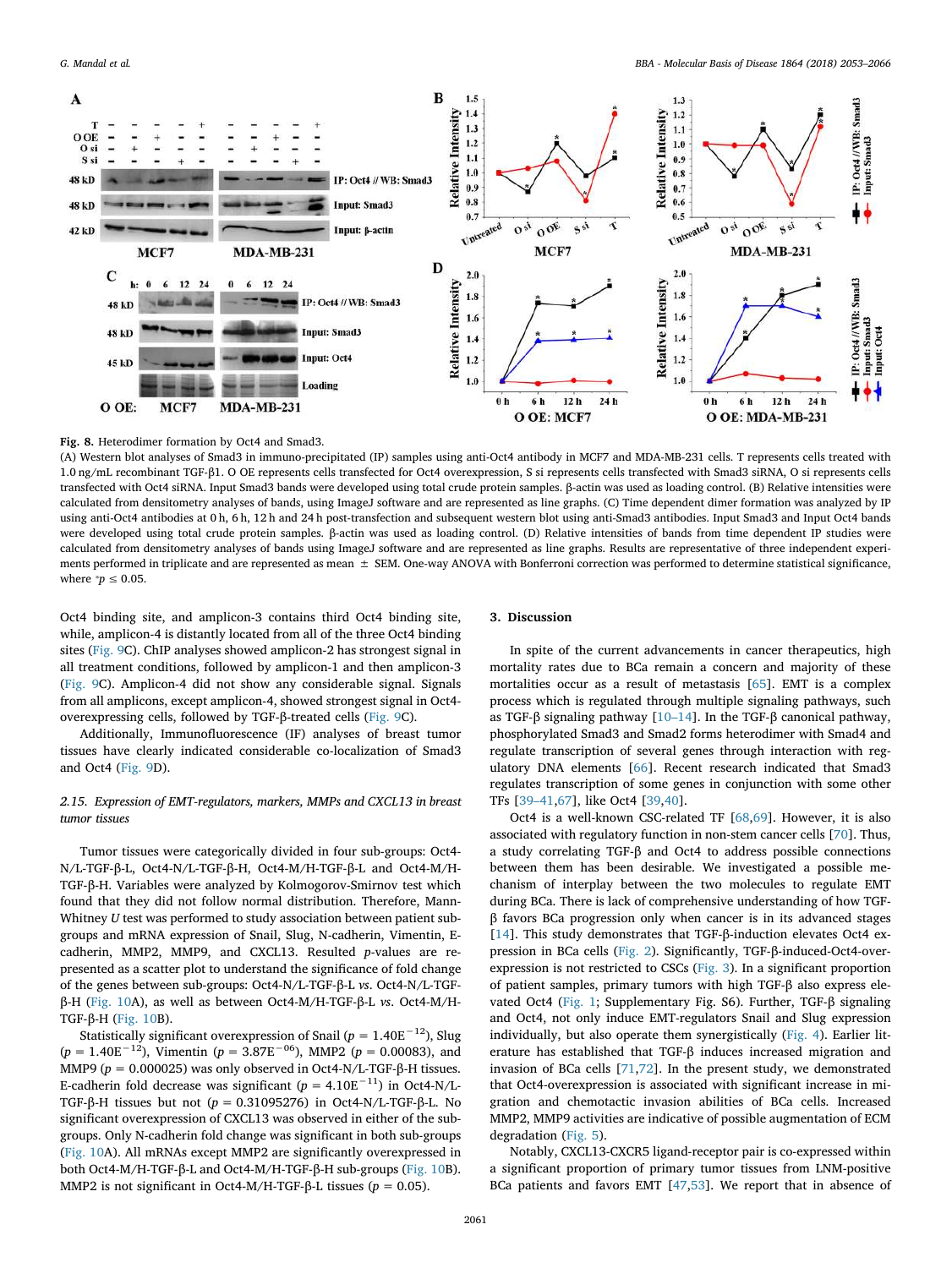A

T - - - - + - - - - +
O OE - - + - - - - + - -
O si - + - - - - + - - -
S si - - - + - - - - + -

48 kD IP: Oct4 // WB: Smad3
48 kD Input: Smad3
42 kD Input: β-actin

MCF7 MDA-MB-231

B

Relative Intensity

MCF7 MDA-MB-231

Untreated O si O OE S si T

IP: Oct4 // WB: Smad3
Input: Smad3

C

h: 0 6 12 24 0 6 12 24

48 kD IP: Oct4 // WB: Smad3
48 kD Input: Smad3
45 kD Input: Oct4
Loading

O OE: MCF7 MDA-MB-231

D

Relative Intensity

0 h 6 h 12 h 24 h

O OE: MCF7 O OE: MDA-MB-231

IP: Oct4 // WB: Smad3
Input: Smad3
Input: Oct4

**Fig. 8.** Heterodimer formation by Oct4 and Smad3.
(A) Western blot analyses of Smad3 in immuno-precipitated (IP) samples using anti-Oct4 antibody in MCF7 and MDA-MB-231 cells. T represents cells treated with 1.0 ng/mL recombinant TGF-β1. O OE represents cells transfected for Oct4 overexpression, S si represents cells transfected with Smad3 siRNA, O si represents cells transfected with Oct4 siRNA. Input Smad3 bands were developed using total crude protein samples. β-actin was used as loading control. (B) Relative intensities were calculated from densitometry analyses of bands, using ImageJ software and are represented as line graphs. (C) Time dependent dimer formation was analyzed by IP using anti-Oct4 antibodies at 0 h, 6 h, 12 h and 24 h post-transfection and subsequent western blot using anti-Smad3 antibodies. Input Smad3 and Input Oct4 bands were developed using total crude protein samples. β-actin was used as loading control. (D) Relative intensities of bands from time dependent IP studies were calculated from densitometry analyses of bands using ImageJ software and are represented as line graphs. Results are representative of three independent experiments performed in triplicate and are represented as mean ± SEM. One-way ANOVA with Bonferroni correction was performed to determine statistical significance, where *$p \leq 0.05$.

Oct4 binding site, and amplicon-3 contains third Oct4 binding site, while, amplicon-4 is distantly located from all of the three Oct4 binding sites (Fig. 9C). ChIP analyses showed amplicon-2 has strongest signal in all treatment conditions, followed by amplicon-1 and then amplicon-3 (Fig. 9C). Amplicon-4 did not show any considerable signal. Signals from all amplicons, except amplicon-4, showed strongest signal in Oct4-overexpressing cells, followed by TGF-β-treated cells (Fig. 9C).

Additionally, Immunofluorescence (IF) analyses of breast tumor tissues have clearly indicated considerable co-localization of Smad3 and Oct4 (Fig. 9D).

### 2.15. Expression of EMT-regulators, markers, MMPs and CXCL13 in breast tumor tissues

Tumor tissues were categorically divided in four sub-groups: Oct4-N/L-TGF-β-L, Oct4-N/L-TGF-β-H, Oct4-M/H-TGF-β-L and Oct4-M/H-TGF-β-H. Variables were analyzed by Kolmogorov-Smirnov test which found that they did not follow normal distribution. Therefore, Mann-Whitney *U* test was performed to study association between patient sub-groups and mRNA expression of Snail, Slug, N-cadherin, Vimentin, E-cadherin, MMP2, MMP9, and CXCL13. Resulted *p*-values are represented as scatter plot to understand the significance of fold change of the genes between sub-groups: Oct4-N/L-TGF-β-L *vs*. Oct4-N/L-TGF-β-H (Fig. 10A), as well as between Oct4-M/H-TGF-β-L *vs*. Oct4-M/H-TGF-β-H (Fig. 10B).

Statistically significant overexpression of Snail ($p = 1.40\text{E}^{-12}$), Slug ($p = 1.40\text{E}^{-12}$), Vimentin ($p = 3.87\text{E}^{-06}$), MMP2 ($p = 0.00083$), and MMP9 ($p = 0.000025$) was only observed in Oct4-N/L-TGF-β-H tissues. E-cadherin fold decrease was significant ($p = 4.10\text{E}^{-11}$) in Oct4-N/L-TGF-β-H tissues but not ($p = 0.31095276$) in Oct4-N/L-TGF-β-L. No significant overexpression of CXCL13 was observed in either of the sub-groups. Only N-cadherin fold change was significant in both sub-groups (Fig. 10A). All mRNAs except MMP2 are significantly overexpressed in both Oct4-M/H-TGF-β-L and Oct4-M/H-TGF-β-H sub-groups (Fig. 10B). MMP2 is not significant in Oct4-M/H-TGF-β-L tissues ($p = 0.05$).

## 3. Discussion

In spite of the current advancements in cancer therapeutics, high mortality rates due to BCa remain a concern and majority of these mortalities occur as a result of metastasis [65]. EMT is a complex process which is regulated through multiple signaling pathways, such as TGF-β signaling pathway [10–14]. In the TGF-β canonical pathway, phosphorylated Smad3 and Smad2 forms heterodimer with Smad4 and regulate transcription of several genes through interaction with regulatory DNA elements [66]. Recent research indicated that Smad3 regulates transcription of some genes in conjunction with some other TFs [39–41,67], like Oct4 [39,40].

Oct4 is a well-known CSC-related TF [68,69]. However, it is also associated with regulatory function in non-stem cancer cells [70]. Thus, a study correlating TGF-β and Oct4 to address possible connections between them has been desirable. We investigated a possible mechanism of interplay between the two molecules to regulate EMT during BCa. There is lack of comprehensive understanding of how TGF-β favors BCa progression only when cancer is in its advanced stages [14]. This study demonstrates that TGF-β-induction elevates Oct4 expression in BCa cells (Fig. 2). Significantly, TGF-β-induced-Oct4-overexpression is not restricted to CSCs (Fig. 3). In a significant proportion of patient samples, primary tumors with high TGF-β also express elevated Oct4 (Fig. 1; Supplementary Fig. S6). Further, TGF-β signaling and Oct4, not only induce EMT-regulators Snail and Slug expression individually, but also operate them synergistically (Fig. 4). Earlier literature has established that TGF-β induces increased migration and invasion of BCa cells [71,72]. In the present study, we demonstrated that Oct4-overexpression is associated with significant increase in migration and chemotactic invasion abilities of BCa cells. Increased MMP2, MMP9 activities are indicative of possible augmentation of ECM degradation (Fig. 5).

Notably, CXCL13-CXCR5 ligand-receptor pair is co-expressed within a significant proportion of primary tumor tissues from LNM-positive BCa patients and favors EMT [47,53]. We report that in absence of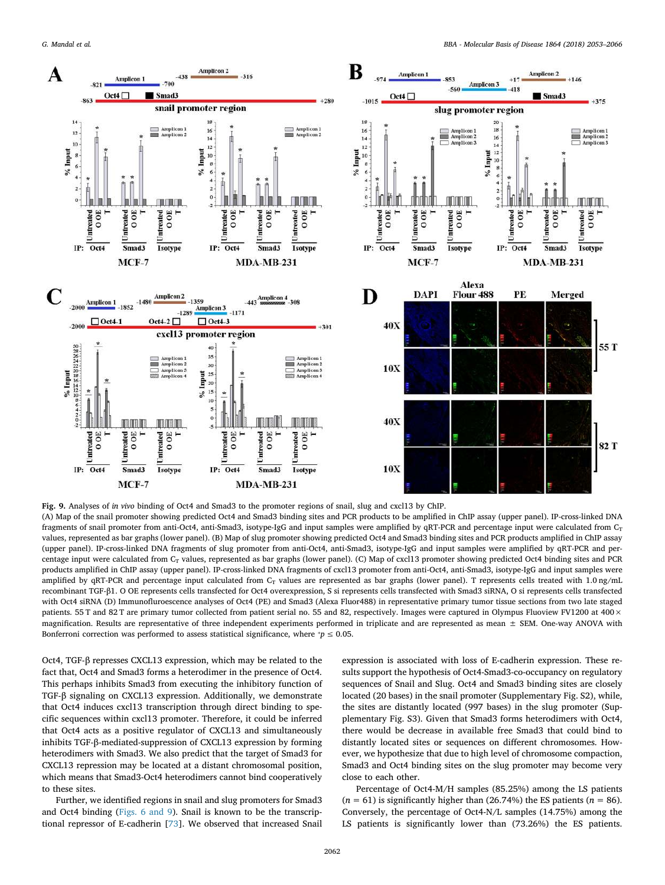**Fig. 9.** Analyses of *in vivo* binding of Oct4 and Smad3 to the promoter regions of snail, slug and cxcl13 by ChIP.
(A) Map of the snail promoter showing predicted Oct4 and Smad3 binding sites and PCR products to be amplified in ChIP assay (upper panel). IP-cross-linked DNA fragments of snail promoter from anti-Oct4, anti-Smad3, isotype-IgG and input samples were amplified by qRT-PCR and percentage input were calculated from $C_T$ values, represented as bar graphs (lower panel). (B) Map of slug promoter showing predicted Oct4 and Smad3 binding sites and PCR products amplified in ChIP assay (upper panel). IP-cross-linked DNA fragments of slug promoter from anti-Oct4, anti-Smad3, isotype-IgG and input samples were amplified by qRT-PCR and percentage input were calculated from $C_T$ values, represented as bar graphs (lower panel). (C) Map of cxcl13 promoter showing predicted Oct4 binding sites and PCR products amplified in ChIP assay (upper panel). IP-cross-linked DNA fragments of cxcl13 promoter from anti-Oct4, anti-Smad3, isotype-IgG and input samples were amplified by qRT-PCR and percentage input calculated from $C_T$ values are represented as bar graphs (lower panel). T represents cells treated with 1.0 ng/mL recombinant TGF-β1. O OE represents cells transfected for Oct4 overexpression, S si represents cells transfected with Smad3 siRNA, O si represents cells transfected with Oct4 siRNA (D) Immunofluroescence analyses of Oct4 (PE) and Smad3 (Alexa Fluor488) in representative primary tumor tissue sections from two late staged patients. 55 T and 82 T are primary tumor collected from patient serial no. 55 and 82, respectively. Images were captured in Olympus Fluoview FV1200 at 400 × magnification. Results are representative of three independent experiments performed in triplicate and are represented as mean ± SEM. One-way ANOVA with Bonferroni correction was performed to assess statistical significance, where $^*p \leq 0.05$.

Oct4, TGF-β represses CXCL13 expression, which may be related to the fact that, Oct4 and Smad3 forms a heterodimer in the presence of Oct4. This perhaps inhibits Smad3 from executing the inhibitory function of TGF-β signaling on CXCL13 expression. Additionally, we demonstrate that Oct4 induces cxcl13 transcription through direct binding to specific sequences within cxcl13 promoter. Therefore, it could be inferred that Oct4 acts as a positive regulator of CXCL13 and simultaneously inhibits TGF-β-mediated-suppression of CXCL13 expression by forming heterodimers with Smad3. We also predict that the target of Smad3 for CXCL13 repression may be located at a distant chromosomal position, which means that Smad3-Oct4 heterodimers cannot bind cooperatively to these sites.

Further, we identified regions in snail and slug promoters for Smad3 and Oct4 binding (Figs. 6 and 9). Snail is known to be the transcriptional repressor of E-cadherin [73]. We observed that increased Snail expression is associated with loss of E-cadherin expression. These results support the hypothesis of Oct4-Smad3-co-occupancy on regulatory sequences of Snail and Slug. Oct4 and Smad3 binding sites are closely located (20 bases) in the snail promoter (Supplementary Fig. S2), while, the sites are distantly located (997 bases) in the slug promoter (Supplementary Fig. S3). Given that Smad3 forms heterodimers with Oct4, there would be decrease in available free Smad3 that could bind to distantly located sites or sequences on different chromosomes. However, we hypothesize that due to high level of chromosome compaction, Smad3 and Oct4 binding sites on the slug promoter may become very close to each other.

Percentage of Oct4-M/H samples (85.25%) among the LS patients ($n = 61$) is significantly higher than (26.74%) the ES patients ($n = 86$). Conversely, the percentage of Oct4-N/L samples (14.75%) among the LS patients is significantly lower than (73.26%) the ES patients.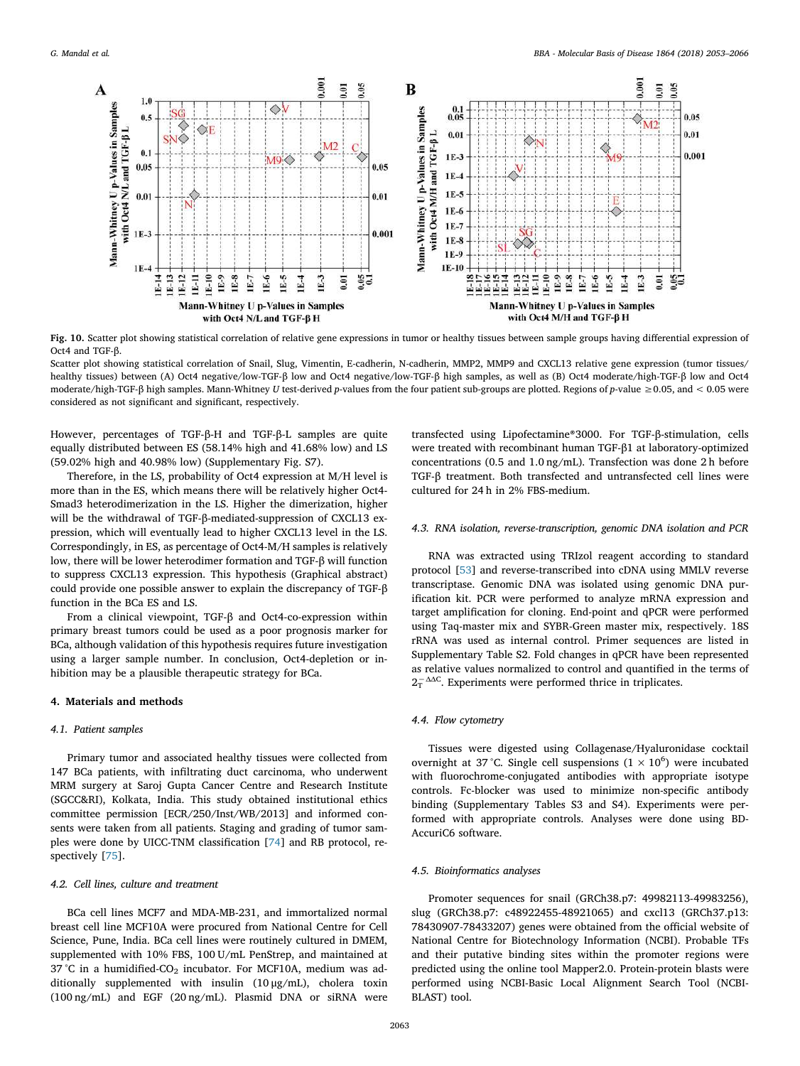A

Mann-Whitney U p-Values in Samples with Oct4 N/L and TGF-β L

Mann-Whitney U p-Values in Samples with Oct4 N/L and TGF-β H

1.0
0.5
0.1
0.05
0.01
1E-3
1E-4

1E-14
1E-13
1E-12
1E-11
1E-10
1E-9
1E-8
1E-7
1E-6
1E-5
1E-4
1E-3
0.01
0.05
0.1

0.001
0.01
0.05

SG
SN
E
V
M9
M2
C
N

B

Mann-Whitney U p-Values in Samples with Oct4 M/H and TGF-β L

Mann-Whitney U p-Values in Samples with Oct4 M/H and TGF-β H

0.1
0.05
0.01
1E-3
1E-4
1E-5
1E-6
1E-7
1E-8
1E-9
1E-10

1E-18
1E-17
1E-16
1E-15
1E-14
1E-13
1E-12
1E-11
1E-10
1E-9
1E-8
1E-7
1E-6
1E-5
1E-4
1E-3
0.01
0.05
0.1

0.001
0.01
0.05

M2
N
M9
V
E
SG
SL
C

**Fig. 10.** Scatter plot showing statistical correlation of relative gene expressions in tumor or healthy tissues between sample groups having differential expression of Oct4 and TGF-β.

Scatter plot showing statistical correlation of Snail, Slug, Vimentin, E-cadherin, N-cadherin, MMP2, MMP9 and CXCL13 relative gene expression (tumor tissues/healthy tissues) between (A) Oct4 negative/low-TGF-β low and Oct4 negative/low-TGF-β high samples, as well as (B) Oct4 moderate/high-TGF-β low and Oct4 moderate/high-TGF-β high samples. Mann-Whitney *U* test-derived *p*-values from the four patient sub-groups are plotted. Regions of *p*-value ≥0.05, and < 0.05 were considered as not significant and significant, respectively.

However, percentages of TGF-β-H and TGF-β-L samples are quite equally distributed between ES (58.14% high and 41.68% low) and LS (59.02% high and 40.98% low) (Supplementary Fig. S7).

Therefore, in the LS, probability of Oct4 expression at M/H level is more than in the ES, which means there will be relatively higher Oct4-Smad3 heterodimerization in the LS. Higher the dimerization, higher will be the withdrawal of TGF-β-mediated-suppression of CXCL13 expression, which will eventually lead to higher CXCL13 level in the LS. Correspondingly, in ES, as percentage of Oct4-M/H samples is relatively low, there will be lower heterodimer formation and TGF-β will function to suppress CXCL13 expression. This hypothesis (Graphical abstract) could provide one possible answer to explain the discrepancy of TGF-β function in the BCa ES and LS.

From a clinical viewpoint, TGF-β and Oct4-co-expression within primary breast tumors could be used as a poor prognosis marker for BCa, although validation of this hypothesis requires future investigation using a larger sample number. In conclusion, Oct4-depletion or inhibition may be a plausible therapeutic strategy for BCa.

## 4. Materials and methods

### 4.1. Patient samples

Primary tumor and associated healthy tissues were collected from 147 BCa patients, with infiltrating duct carcinoma, who underwent MRM surgery at Saroj Gupta Cancer Centre and Research Institute (SGCC&RI), Kolkata, India. This study obtained institutional ethics committee permission [ECR/250/Inst/WB/2013] and informed consents were taken from all patients. Staging and grading of tumor samples were done by UICC-TNM classification [74] and RB protocol, respectively [75].

### 4.2. Cell lines, culture and treatment

BCa cell lines MCF7 and MDA-MB-231, and immortalized normal breast cell line MCF10A were procured from National Centre for Cell Science, Pune, India. BCa cell lines were routinely cultured in DMEM, supplemented with 10% FBS, 100 U/mL PenStrep, and maintained at 37 °C in a humidified-$CO_2$ incubator. For MCF10A, medium was additionally supplemented with insulin (10 μg/mL), cholera toxin (100 ng/mL) and EGF (20 ng/mL). Plasmid DNA or siRNA were transfected using Lipofectamine®3000. For TGF-β-stimulation, cells were treated with recombinant human TGF-β1 at laboratory-optimized concentrations (0.5 and 1.0 ng/mL). Transfection was done 2 h before TGF-β treatment. Both transfected and untransfected cell lines were cultured for 24 h in 2% FBS-medium.

### 4.3. RNA isolation, reverse-transcription, genomic DNA isolation and PCR

RNA was extracted using TRIzol reagent according to standard protocol [53] and reverse-transcribed into cDNA using MMLV reverse transcriptase. Genomic DNA was isolated using genomic DNA purification kit. PCR were performed to analyze mRNA expression and target amplification for cloning. End-point and qPCR were performed using Taq-master mix and SYBR-Green master mix, respectively. 18S rRNA was used as internal control. Primer sequences are listed in Supplementary Table S2. Fold changes in qPCR have been represented as relative values normalized to control and quantified in the terms of $2_T^{-\Delta\Delta C}$. Experiments were performed thrice in triplicates.

### 4.4. Flow cytometry

Tissues were digested using Collagenase/Hyaluronidase cocktail overnight at 37 °C. Single cell suspensions ($1 \times 10^6$) were incubated with fluorochrome-conjugated antibodies with appropriate isotype controls. Fc-blocker was used to minimize non-specific antibody binding (Supplementary Tables S3 and S4). Experiments were performed with appropriate controls. Analyses were done using BD-AccuriC6 software.

### 4.5. Bioinformatics analyses

Promoter sequences for snail (GRCh38.p7: 49982113-49983256), slug (GRCh38.p7: c48922455-48921065) and cxcl13 (GRCh37.p13: 78430907-78433207) genes were obtained from the official website of National Centre for Biotechnology Information (NCBI). Probable TFs and their putative binding sites within the promoter regions were predicted using the online tool Mapper2.0. Protein-protein blasts were performed using NCBI-Basic Local Alignment Search Tool (NCBI-BLAST) tool.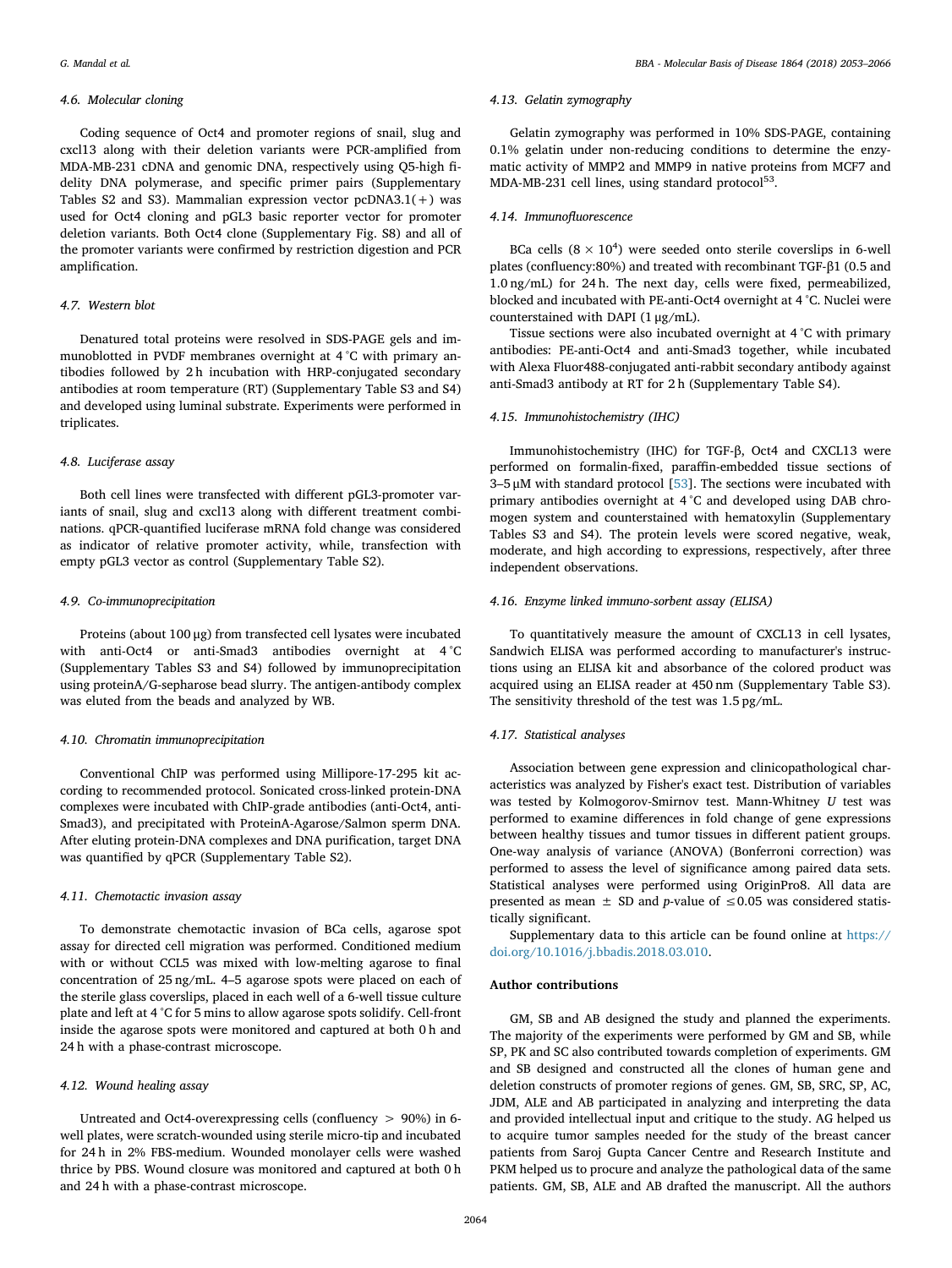### 4.6. Molecular cloning

Coding sequence of Oct4 and promoter regions of snail, slug and cxcl13 along with their deletion variants were PCR-amplified from MDA-MB-231 cDNA and genomic DNA, respectively using Q5-high fidelity DNA polymerase, and specific primer pairs (Supplementary Tables S2 and S3). Mammalian expression vector pcDNA3.1(+) was used for Oct4 cloning and pGL3 basic reporter vector for promoter deletion variants. Both Oct4 clone (Supplementary Fig. S8) and all of the promoter variants were confirmed by restriction digestion and PCR amplification.

### 4.7. Western blot

Denatured total proteins were resolved in SDS-PAGE gels and immunoblotted in PVDF membranes overnight at 4 °C with primary antibodies followed by 2 h incubation with HRP-conjugated secondary antibodies at room temperature (RT) (Supplementary Table S3 and S4) and developed using luminal substrate. Experiments were performed in triplicates.

### 4.8. Luciferase assay

Both cell lines were transfected with different pGL3-promoter variants of snail, slug and cxcl13 along with different treatment combinations. qPCR-quantified luciferase mRNA fold change was considered as indicator of relative promoter activity, while, transfection with empty pGL3 vector as control (Supplementary Table S2).

### 4.9. Co-immunoprecipitation

Proteins (about 100 μg) from transfected cell lysates were incubated with anti-Oct4 or anti-Smad3 antibodies overnight at 4 °C (Supplementary Tables S3 and S4) followed by immunoprecipitation using proteinA/G-sepharose bead slurry. The antigen-antibody complex was eluted from the beads and analyzed by WB.

### 4.10. Chromatin immunoprecipitation

Conventional ChIP was performed using Millipore-17-295 kit according to recommended protocol. Sonicated cross-linked protein-DNA complexes were incubated with ChIP-grade antibodies (anti-Oct4, anti-Smad3), and precipitated with ProteinA-Agarose/Salmon sperm DNA. After eluting protein-DNA complexes and DNA purification, target DNA was quantified by qPCR (Supplementary Table S2).

### 4.11. Chemotactic invasion assay

To demonstrate chemotactic invasion of BCa cells, agarose spot assay for directed cell migration was performed. Conditioned medium with or without CCL5 was mixed with low-melting agarose to final concentration of 25 ng/mL. 4–5 agarose spots were placed on each of the sterile glass coverslips, placed in each well of a 6-well tissue culture plate and left at 4 °C for 5 mins to allow agarose spots solidify. Cell-front inside the agarose spots were monitored and captured at both 0 h and 24 h with a phase-contrast microscope.

### 4.12. Wound healing assay

Untreated and Oct4-overexpressing cells (confluency > 90%) in 6-well plates, were scratch-wounded using sterile micro-tip and incubated for 24 h in 2% FBS-medium. Wounded monolayer cells were washed thrice by PBS. Wound closure was monitored and captured at both 0 h and 24 h with a phase-contrast microscope.

### 4.13. Gelatin zymography

Gelatin zymography was performed in 10% SDS-PAGE, containing 0.1% gelatin under non-reducing conditions to determine the enzymatic activity of MMP2 and MMP9 in native proteins from MCF7 and MDA-MB-231 cell lines, using standard protocol[53].

### 4.14. Immunofluorescence

BCa cells ($8 \times 10^4$) were seeded onto sterile coverslips in 6-well plates (confluency:80%) and treated with recombinant TGF-β1 (0.5 and 1.0 ng/mL) for 24 h. The next day, cells were fixed, permeabilized, blocked and incubated with PE-anti-Oct4 overnight at 4 °C. Nuclei were counterstained with DAPI (1 μg/mL).

Tissue sections were also incubated overnight at 4 °C with primary antibodies: PE-anti-Oct4 and anti-Smad3 together, while incubated with Alexa Fluor488-conjugated anti-rabbit secondary antibody against anti-Smad3 antibody at RT for 2 h (Supplementary Table S4).

### 4.15. Immunohistochemistry (IHC)

Immunohistochemistry (IHC) for TGF-β, Oct4 and CXCL13 were performed on formalin-fixed, paraffin-embedded tissue sections of 3–5 μM with standard protocol [53]. The sections were incubated with primary antibodies overnight at 4 °C and developed using DAB chromogen system and counterstained with hematoxylin (Supplementary Tables S3 and S4). The protein levels were scored negative, weak, moderate, and high according to expressions, respectively, after three independent observations.

### 4.16. Enzyme linked immuno-sorbent assay (ELISA)

To quantitatively measure the amount of CXCL13 in cell lysates, Sandwich ELISA was performed according to manufacturer's instructions using an ELISA kit and absorbance of the colored product was acquired using an ELISA reader at 450 nm (Supplementary Table S3). The sensitivity threshold of the test was 1.5 pg/mL.

### 4.17. Statistical analyses

Association between gene expression and clinicopathological characteristics was analyzed by Fisher's exact test. Distribution of variables was tested by Kolmogorov-Smirnov test. Mann-Whitney $U$ test was performed to examine differences in fold change of gene expressions between healthy tissues and tumor tissues in different patient groups. One-way analysis of variance (ANOVA) (Bonferroni correction) was performed to assess the level of significance among paired data sets. Statistical analyses were performed using OriginPro8. All data are presented as mean ± SD and $p$-value of ≤0.05 was considered statistically significant.

Supplementary data to this article can be found online at https://doi.org/10.1016/j.bbadis.2018.03.010.

## Author contributions

GM, SB and AB designed the study and planned the experiments. The majority of the experiments were performed by GM and SB, while SP, PK and SC also contributed towards completion of experiments. GM and SB designed and constructed all the clones of human gene and deletion constructs of promoter regions of genes. GM, SB, SRC, SP, AC, JDM, ALE and AB participated in analyzing and interpreting the data and provided intellectual input and critique to the study. AG helped us to acquire tumor samples needed for the study of the breast cancer patients from Saroj Gupta Cancer Centre and Research Institute and PKM helped us to procure and analyze the pathological data of the same patients. GM, SB, ALE and AB drafted the manuscript. All the authors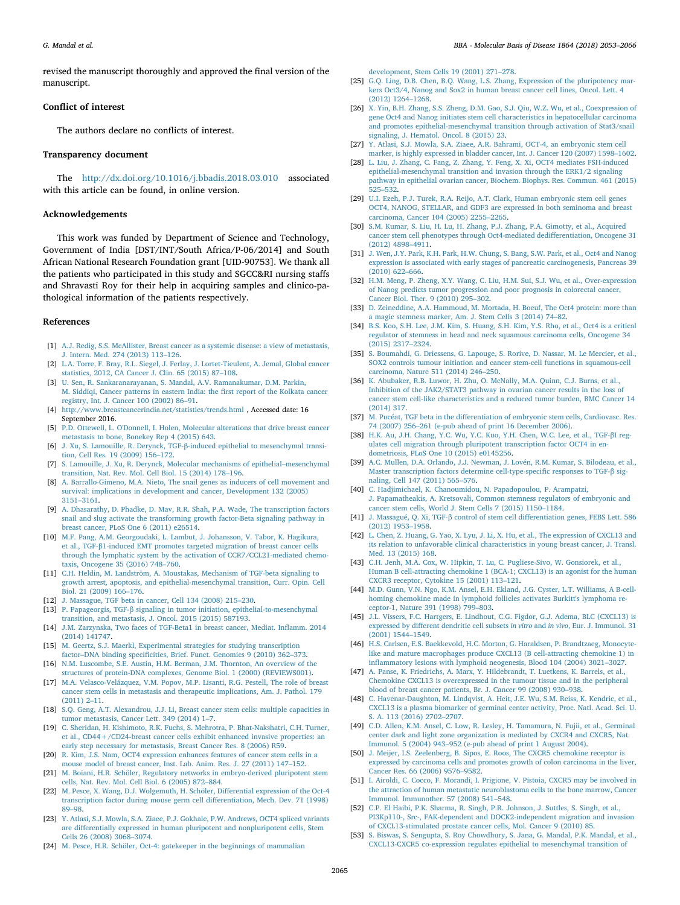revised the manuscript thoroughly and approved the final version of the manuscript.

## Conflict of interest

The authors declare no conflicts of interest.

## Transparency document

The http://dx.doi.org/10.1016/j.bbadis.2018.03.010 associated with this article can be found, in online version.

## Acknowledgements

This work was funded by Department of Science and Technology, Government of India [DST/INT/South Africa/P-06/2014] and South African National Research Foundation grant [UID-90753]. We thank all the patients who participated in this study and SGCC&RI nursing staffs and Shravasti Roy for their help in acquiring samples and clinico-pathological information of the patients respectively.

## References

[1] A.J. Redig, S.S. McAllister, Breast cancer as a systemic disease: a view of metastasis, J. Intern. Med. 274 (2013) 113–126.

[2] L.A. Torre, F. Bray, R.L. Siegel, J. Ferlay, J. Lortet-Tieulent, A. Jemal, Global cancer statistics, 2012, CA Cancer J. Clin. 65 (2015) 87–108.

[3] U. Sen, R. Sankaranarayanan, S. Mandal, A.V. Ramanakumar, D.M. Parkin, M. Siddiqi, Cancer patterns in eastern India: the first report of the Kolkata cancer registry, Int. J. Cancer 100 (2002) 86–91.

[4] http://www.breastcancerindia.net/statistics/trends.html , Accessed date: 16 September 2016.

[5] P.D. Ottewell, L. O'Donnell, I. Holen, Molecular alterations that drive breast cancer metastasis to bone, Bonekey Rep 4 (2015) 643.

[6] J. Xu, S. Lamouille, R. Derynck, TGF-β-induced epithelial to mesenchymal transition, Cell Res. 19 (2009) 156–172.

[7] S. Lamouille, J. Xu, R. Derynck, Molecular mechanisms of epithelial–mesenchymal transition, Nat. Rev. Mol. Cell Biol. 15 (2014) 178–196.

[8] A. Barrallo-Gimeno, M.A. Nieto, The snail genes as inducers of cell movement and survival: implications in development and cancer, Development 132 (2005) 3151–3161.

[9] A. Dhasarathy, D. Phadke, D. Mav, R.R. Shah, P.A. Wade, The transcription factors snail and slug activate the transforming growth factor-Beta signaling pathway in breast cancer, PLoS One 6 (2011) e26514.

[10] M.F. Pang, A.M. Georgoudaki, L. Lambut, J. Johansson, V. Tabor, K. Hagikura, et al., TGF-β1-induced EMT promotes targeted migration of breast cancer cells through the lymphatic system by the activation of CCR7/CCL21-mediated chemotaxis, Oncogene 35 (2016) 748–760.

[11] C.H. Heldin, M. Landström, A. Moustakas, Mechanism of TGF-beta signaling to growth arrest, apoptosis, and epithelial-mesenchymal transition, Curr. Opin. Cell Biol. 21 (2009) 166–176.

[12] J. Massague, TGF beta in cancer, Cell 134 (2008) 215–230.

[13] P. Papageorgis, TGF-β signaling in tumor initiation, epithelial-to-mesenchymal transition, and metastasis, J. Oncol. 2015 (2015) 587193.

[14] J.M. Zarzynska, Two faces of TGF-Beta1 in breast cancer, Mediat. Inflamm. 2014 (2014) 141747.

[15] M. Geertz, S.J. Maerkl, Experimental strategies for studying transcription factor–DNA binding specificities, Brief. Funct. Genomics 9 (2010) 362–373.

[16] N.M. Luscombe, S.E. Austin, H.M. Berman, J.M. Thornton, An overview of the structures of protein-DNA complexes, Genome Biol. 1 (2000) (REVIEWS001).

[17] M.A. Velasco-Velázquez, V.M. Popov, M.P. Lisanti, R.G. Pestell, The role of breast cancer stem cells in metastasis and therapeutic implications, Am. J. Pathol. 179 (2011) 2–11.

[18] S.Q. Geng, A.T. Alexandrou, J.J. Li, Breast cancer stem cells: multiple capacities in tumor metastasis, Cancer Lett. 349 (2014) 1–7.

[19] C. Sheridan, H. Kishimoto, R.K. Fuchs, S. Mehrotra, P. Bhat-Nakshatri, C.H. Turner, et al., CD44+/CD24-breast cancer cells exhibit enhanced invasive properties: an early step necessary for metastasis, Breast Cancer Res. 8 (2006) R59.

[20] R. Kim, J.S. Nam, OCT4 expression enhances features of cancer stem cells in a mouse model of breast cancer, Inst. Lab. Anim. Res. J. 27 (2011) 147–152.

[21] M. Boiani, H.R. Schöler, Regulatory networks in embryo-derived pluripotent stem cells, Nat. Rev. Mol. Cell Biol. 6 (2005) 872–884.

[22] M. Pesce, X. Wang, D.J. Wolgemuth, H. Schöler, Differential expression of the Oct-4 transcription factor during mouse germ cell differentiation, Mech. Dev. 71 (1998) 89–98.

[23] Y. Atlasi, S.J. Mowla, S.A. Ziaee, P.J. Gokhale, P.W. Andrews, OCT4 spliced variants are differentially expressed in human pluripotent and nonpluripotent cells, Stem Cells 26 (2008) 3068–3074.

[24] M. Pesce, H.R. Schöler, Oct-4: gatekeeper in the beginnings of mammalian development, Stem Cells 19 (2001) 271–278.

[25] G.Q. Ling, D.B. Chen, B.Q. Wang, L.S. Zhang, Expression of the pluripotency markers Oct3/4, Nanog and Sox2 in human breast cancer cell lines, Oncol. Lett. 4 (2012) 1264–1268.

[26] X. Yin, B.H. Zhang, S.S. Zheng, D.M. Gao, S.J. Qiu, W.Z. Wu, et al., Coexpression of gene Oct4 and Nanog initiates stem cell characteristics in hepatocellular carcinoma and promotes epithelial-mesenchymal transition through activation of Stat3/snail signaling, J. Hematol. Oncol. 8 (2015) 23.

[27] Y. Atlasi, S.J. Mowla, S.A. Ziaee, A.R. Bahrami, OCT-4, an embryonic stem cell marker, is highly expressed in bladder cancer, Int. J. Cancer 120 (2007) 1598–1602.

[28] L. Liu, J. Zhang, C. Fang, Z. Zhang, Y. Feng, X. Xi, OCT4 mediates FSH-induced epithelial-mesenchymal transition and invasion through the ERK1/2 signaling pathway in epithelial ovarian cancer, Biochem. Biophys. Res. Commun. 461 (2015) 525–532.

[29] U.I. Ezeh, P.J. Turek, R.A. Reijo, A.T. Clark, Human embryonic stem cell genes OCT4, NANOG, STELLAR, and GDF3 are expressed in both seminoma and breast carcinoma, Cancer 104 (2005) 2255–2265.

[30] S.M. Kumar, S. Liu, H. Lu, H. Zhang, P.J. Zhang, P.A. Gimotty, et al., Acquired cancer stem cell phenotypes through Oct4-mediated dedifferentiation, Oncogene 31 (2012) 4898–4911.

[31] J. Wen, J.Y. Park, K.H. Park, H.W. Chung, S. Bang, S.W. Park, et al., Oct4 and Nanog expression is associated with early stages of pancreatic carcinogenesis, Pancreas 39 (2010) 622–666.

[32] H.M. Meng, P. Zheng, X.Y. Wang, C. Liu, H.M. Sui, S.J. Wu, et al., Over-expression of Nanog predicts tumor progression and poor prognosis in colorectal cancer, Cancer Biol. Ther. 9 (2010) 295–302.

[33] D. Zeineddine, A.A. Hammoud, M. Mortada, H. Boeuf, The Oct4 protein: more than a magic stemness marker, Am. J. Stem Cells 3 (2014) 74–82.

[34] B.S. Koo, S.H. Lee, J.M. Kim, S. Huang, S.H. Kim, Y.S. Rho, et al., Oct4 is a critical regulator of stemness in head and neck squamous carcinoma cells, Oncogene 34 (2015) 2317–2324.

[35] S. Boumahdi, G. Driessens, G. Lapouge, S. Rorive, D. Nassar, M. Le Mercier, et al., SOX2 controls tumour initiation and cancer stem-cell functions in squamous-cell carcinoma, Nature 511 (2014) 246–250.

[36] K. Abubaker, R.B. Luwor, H. Zhu, O. McNally, M.A. Quinn, C.J. Burns, et al., Inhibition of the JAK2/STAT3 pathway in ovarian cancer results in the loss of cancer stem cell-like characteristics and a reduced tumor burden, BMC Cancer 14 (2014) 317.

[37] M. Pucéat, TGF beta in the differentiation of embryonic stem cells, Cardiovasc. Res. 74 (2007) 256–261 (e-pub ahead of print 16 December 2006).

[38] H.K. Au, J.H. Chang, Y.C. Wu, Y.C. Kuo, Y.H. Chen, W.C. Lee, et al., TGF-βI regulates cell migration through pluripotent transcription factor OCT4 in endometriosis, PLoS One 10 (2015) e0145256.

[39] A.C. Mullen, D.A. Orlando, J.J. Newman, J. Lovén, R.M. Kumar, S. Bilodeau, et al., Master transcription factors determine cell-type-specific responses to TGF-β signaling, Cell 147 (2011) 565–576.

[40] C. Hadjimichael, K. Chanoumidou, N. Papadopoulou, P. Arampatzi, J. Papamatheakis, A. Kretsovali, Common stemness regulators of embryonic and cancer stem cells, World J. Stem Cells 7 (2015) 1150–1184.

[41] J. Massagué, Q. Xi, TGF-β control of stem cell differentiation genes, FEBS Lett. 586 (2012) 1953–1958.

[42] L. Chen, Z. Huang, G. Yao, X. Lyu, J. Li, X. Hu, et al., The expression of CXCL13 and its relation to unfavorable clinical characteristics in young breast cancer, J. Transl. Med. 13 (2015) 168.

[43] C.H. Jenh, M.A. Cox, W. Hipkin, T. Lu, C. Pugliese-Sivo, W. Gonsiorek, et al., Human B cell-attracting chemokine 1 (BCA-1; CXCL13) is an agonist for the human CXCR3 receptor, Cytokine 15 (2001) 113–121.

[44] M.D. Gunn, V.N. Ngo, K.M. Ansel, E.H. Ekland, J.G. Cyster, L.T. Williams, A B-cell-homing chemokine made in lymphoid follicles activates Burkitt's lymphoma receptor-1, Nature 391 (1998) 799–803.

[45] J.L. Vissers, F.C. Hartgers, E. Lindhout, C.G. Figdor, G.J. Adema, BLC (CXCL13) is expressed by different dendritic cell subsets *in vitro* and *in vivo*, Eur. J. Immunol. 31 (2001) 1544–1549.

[46] H.S. Carlsen, E.S. Baekkevold, H.C. Morton, G. Haraldsen, P. Brandtzaeg, Monocyte-like and mature macrophages produce CXCL13 (B cell-attracting chemokine 1) in inflammatory lesions with lymphoid neogenesis, Blood 104 (2004) 3021–3027.

[47] A. Panse, K. Friedrichs, A. Marx, Y. Hildebrandt, T. Luetkens, K. Barrels, et al., Chemokine CXCL13 is overexpressed in the tumour tissue and in the peripheral blood of breast cancer patients, Br. J. Cancer 99 (2008) 930–938.

[48] C. Havenar-Daughton, M. Lindqvist, A. Heit, J.E. Wu, S.M. Reiss, K. Kendric, et al., CXCL13 is a plasma biomarker of germinal center activity, Proc. Natl. Acad. Sci. U. S. A. 113 (2016) 2702–2707.

[49] C.D. Allen, K.M. Ansel, C. Low, R. Lesley, H. Tamamura, N. Fujii, et al., Germinal center dark and light zone organization is mediated by CXCR4 and CXCR5, Nat. Immunol. 5 (2004) 943–952 (e-pub ahead of print 1 August 2004).

[50] J. Meijer, I.S. Zeelenberg, B. Sipos, E. Roos, The CXCR5 chemokine receptor is expressed by carcinoma cells and promotes growth of colon carcinoma in the liver, Cancer Res. 66 (2006) 9576–9582.

[51] I. Airoldi, C. Cocco, F. Morandi, I. Prigione, V. Pistoia, CXCR5 may be involved in the attraction of human metastatic neuroblastoma cells to the bone marrow, Cancer Immunol. Immunother. 57 (2008) 541–548.

[52] C.P. El Haibi, P.K. Sharma, R. Singh, P.R. Johnson, J. Suttles, S. Singh, et al., PI3Kp110-, Src-, FAK-dependent and DOCK2-independent migration and invasion of CXCL13-stimulated prostate cancer cells, Mol. Cancer 9 (2010) 85.

[53] S. Biswas, S. Sengupta, S. Roy Chowdhury, S. Jana, G. Mandal, P.K. Mandal, et al., CXCL13-CXCR5 co-expression regulates epithelial to mesenchymal transition of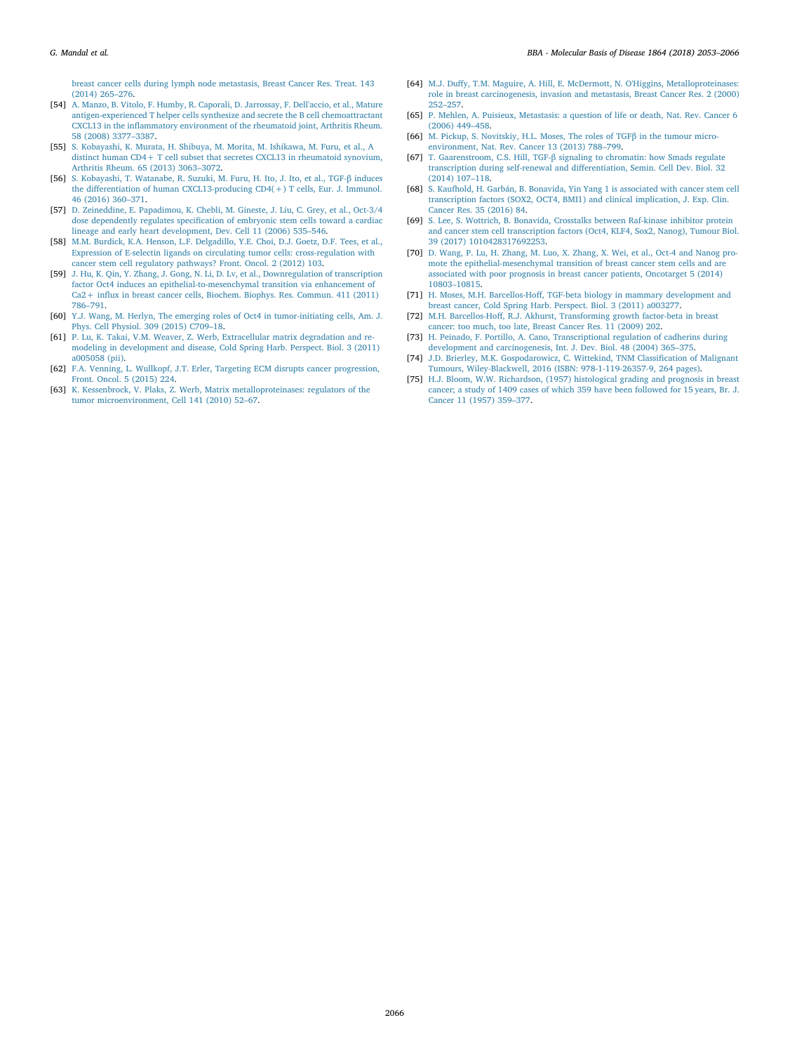breast cancer cells during lymph node metastasis, Breast Cancer Res. Treat. 143 (2014) 265–276.

[54] A. Manzo, B. Vitolo, F. Humby, R. Caporali, D. Jarrossay, F. Dell'accio, et al., Mature antigen-experienced T helper cells synthesize and secrete the B cell chemoattractant CXCL13 in the inflammatory environment of the rheumatoid joint, Arthritis Rheum. 58 (2008) 3377–3387.

[55] S. Kobayashi, K. Murata, H. Shibuya, M. Morita, M. Ishikawa, M. Furu, et al., A distinct human CD4+ T cell subset that secretes CXCL13 in rheumatoid synovium, Arthritis Rheum. 65 (2013) 3063–3072.

[56] S. Kobayashi, T. Watanabe, R. Suzuki, M. Furu, H. Ito, J. Ito, et al., TGF-β induces the differentiation of human CXCL13-producing CD4(+) T cells, Eur. J. Immunol. 46 (2016) 360–371.

[57] D. Zeineddine, E. Papadimou, K. Chebli, M. Gineste, J. Liu, C. Grey, et al., Oct-3/4 dose dependently regulates specification of embryonic stem cells toward a cardiac lineage and early heart development, Dev. Cell 11 (2006) 535–546.

[58] M.M. Burdick, K.A. Henson, L.F. Delgadillo, Y.E. Choi, D.J. Goetz, D.F. Tees, et al., Expression of E-selectin ligands on circulating tumor cells: cross-regulation with cancer stem cell regulatory pathways? Front. Oncol. 2 (2012) 103.

[59] J. Hu, K. Qin, Y. Zhang, J. Gong, N. Li, D. Lv, et al., Downregulation of transcription factor Oct4 induces an epithelial-to-mesenchymal transition via enhancement of Ca2+ influx in breast cancer cells, Biochem. Biophys. Res. Commun. 411 (2011) 786–791.

[60] Y.J. Wang, M. Herlyn, The emerging roles of Oct4 in tumor-initiating cells, Am. J. Phys. Cell Physiol. 309 (2015) C709–18.

[61] P. Lu, K. Takai, V.M. Weaver, Z. Werb, Extracellular matrix degradation and remodeling in development and disease, Cold Spring Harb. Perspect. Biol. 3 (2011) a005058 (pii).

[62] F.A. Venning, L. Wullkopf, J.T. Erler, Targeting ECM disrupts cancer progression, Front. Oncol. 5 (2015) 224.

[63] K. Kessenbrock, V. Plaks, Z. Werb, Matrix metalloproteinases: regulators of the tumor microenvironment, Cell 141 (2010) 52–67.

[64] M.J. Duffy, T.M. Maguire, A. Hill, E. McDermott, N. O'Higgins, Metalloproteinases: role in breast carcinogenesis, invasion and metastasis, Breast Cancer Res. 2 (2000) 252–257.

[65] P. Mehlen, A. Puisieux, Metastasis: a question of life or death, Nat. Rev. Cancer 6 (2006) 449–458.

[66] M. Pickup, S. Novitskiy, H.L. Moses, The roles of TGFβ in the tumour microenvironment, Nat. Rev. Cancer 13 (2013) 788–799.

[67] T. Gaarenstroom, C.S. Hill, TGF-β signaling to chromatin: how Smads regulate transcription during self-renewal and differentiation, Semin. Cell Dev. Biol. 32 (2014) 107–118.

[68] S. Kaufhold, H. Garbán, B. Bonavida, Yin Yang 1 is associated with cancer stem cell transcription factors (SOX2, OCT4, BMI1) and clinical implication, J. Exp. Clin. Cancer Res. 35 (2016) 84.

[69] S. Lee, S. Wottrich, B. Bonavida, Crosstalks between Raf-kinase inhibitor protein and cancer stem cell transcription factors (Oct4, KLF4, Sox2, Nanog), Tumour Biol. 39 (2017) 1010428317692253.

[70] D. Wang, P. Lu, H. Zhang, M. Luo, X. Zhang, X. Wei, et al., Oct-4 and Nanog promote the epithelial-mesenchymal transition of breast cancer stem cells and are associated with poor prognosis in breast cancer patients, Oncotarget 5 (2014) 10803–10815.

[71] H. Moses, M.H. Barcellos-Hoff, TGF-beta biology in mammary development and breast cancer, Cold Spring Harb. Perspect. Biol. 3 (2011) a003277.

[72] M.H. Barcellos-Hoff, R.J. Akhurst, Transforming growth factor-beta in breast cancer: too much, too late, Breast Cancer Res. 11 (2009) 202.

[73] H. Peinado, F. Portillo, A. Cano, Transcriptional regulation of cadherins during development and carcinogenesis, Int. J. Dev. Biol. 48 (2004) 365–375.

[74] J.D. Brierley, M.K. Gospodarowicz, C. Wittekind, TNM Classification of Malignant Tumours, Wiley-Blackwell, 2016 (ISBN: 978-1-119-26357-9, 264 pages).

[75] H.J. Bloom, W.W. Richardson, (1957) histological grading and prognosis in breast cancer; a study of 1409 cases of which 359 have been followed for 15 years, Br. J. Cancer 11 (1957) 359–377.